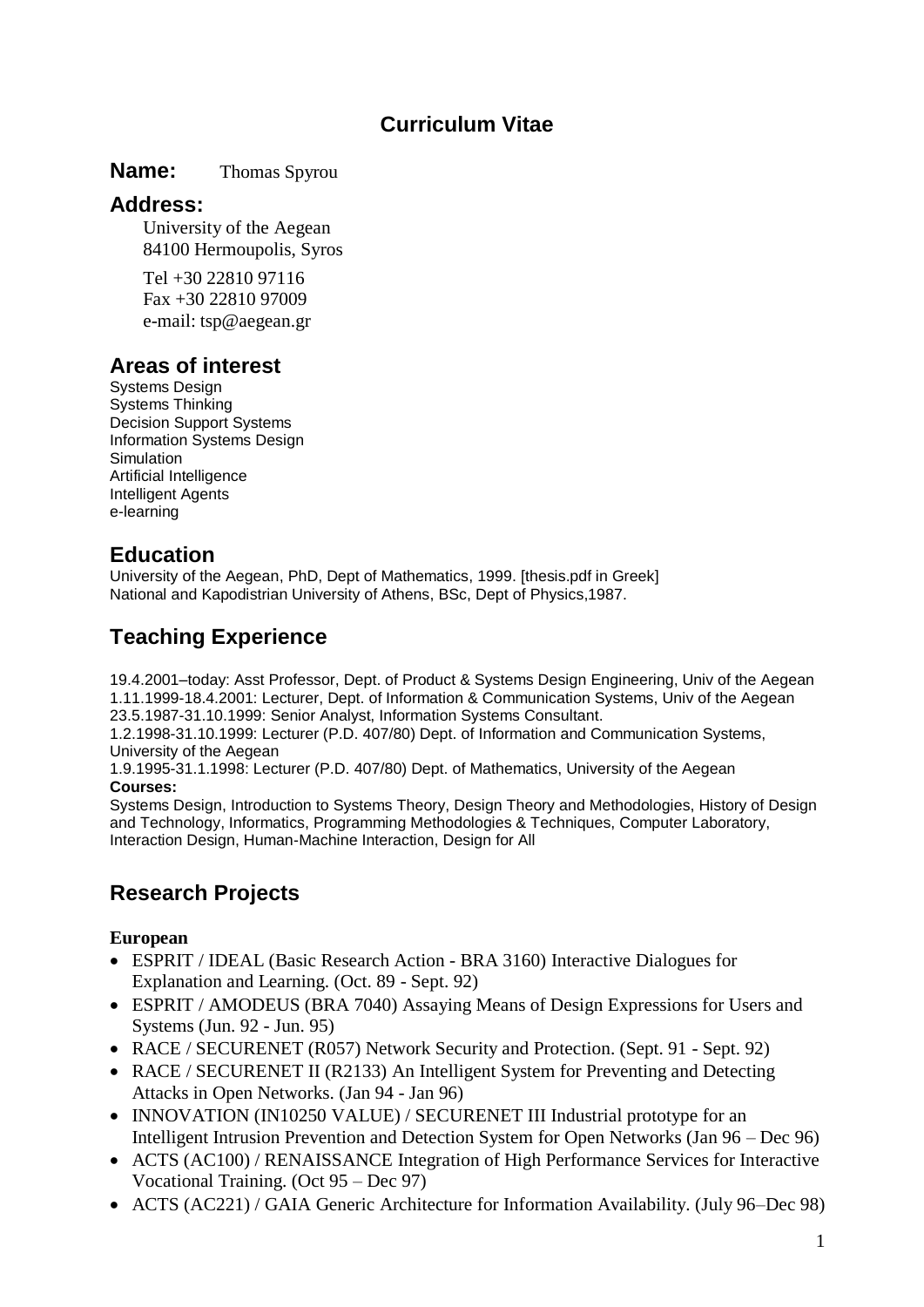# Curriculum Vitae

**Name:** Thomas Spyrou

**Address:**

University of the Aegean
84100 Hermoupolis, Syros

Tel +30 22810 97116
Fax +30 22810 97009
e-mail: tsp@aegean.gr

## Areas of interest

Systems Design
Systems Thinking
Decision Support Systems
Information Systems Design
Simulation
Artificial Intelligence
Intelligent Agents
e-learning

## Education

University of the Aegean, PhD, Dept of Mathematics, 1999. [thesis.pdf in Greek]
National and Kapodistrian University of Athens, BSc, Dept of Physics,1987.

## Teaching Experience

19.4.2001–today: Asst Professor, Dept. of Product & Systems Design Engineering, Univ of the Aegean
1.11.1999-18.4.2001: Lecturer, Dept. of Information & Communication Systems, Univ of the Aegean
23.5.1987-31.10.1999: Senior Analyst, Information Systems Consultant.
1.2.1998-31.10.1999: Lecturer (P.D. 407/80) Dept. of Information and Communication Systems, University of the Aegean
1.9.1995-31.1.1998: Lecturer (P.D. 407/80) Dept. of Mathematics, University of the Aegean

**Courses:**

Systems Design, Introduction to Systems Theory, Design Theory and Methodologies, History of Design and Technology, Informatics, Programming Methodologies & Techniques, Computer Laboratory, Interaction Design, Human-Machine Interaction, Design for All

## Research Projects

**European**

- ESPRIT / IDEAL (Basic Research Action - BRA 3160) Interactive Dialogues for Explanation and Learning. (Oct. 89 - Sept. 92)
- ESPRIT / AMODEUS (BRA 7040) Assaying Means of Design Expressions for Users and Systems (Jun. 92 - Jun. 95)
- RACE / SECURENET (R057) Network Security and Protection. (Sept. 91 - Sept. 92)
- RACE / SECURENET II (R2133) An Intelligent System for Preventing and Detecting Attacks in Open Networks. (Jan 94 - Jan 96)
- INNOVATION (IN10250 VALUE) / SECURENET III Industrial prototype for an Intelligent Intrusion Prevention and Detection System for Open Networks (Jan 96 – Dec 96)
- ACTS (AC100) / RENAISSANCE Integration of High Performance Services for Interactive Vocational Training. (Oct 95 – Dec 97)
- ACTS (AC221) / GAIA Generic Architecture for Information Availability. (July 96–Dec 98)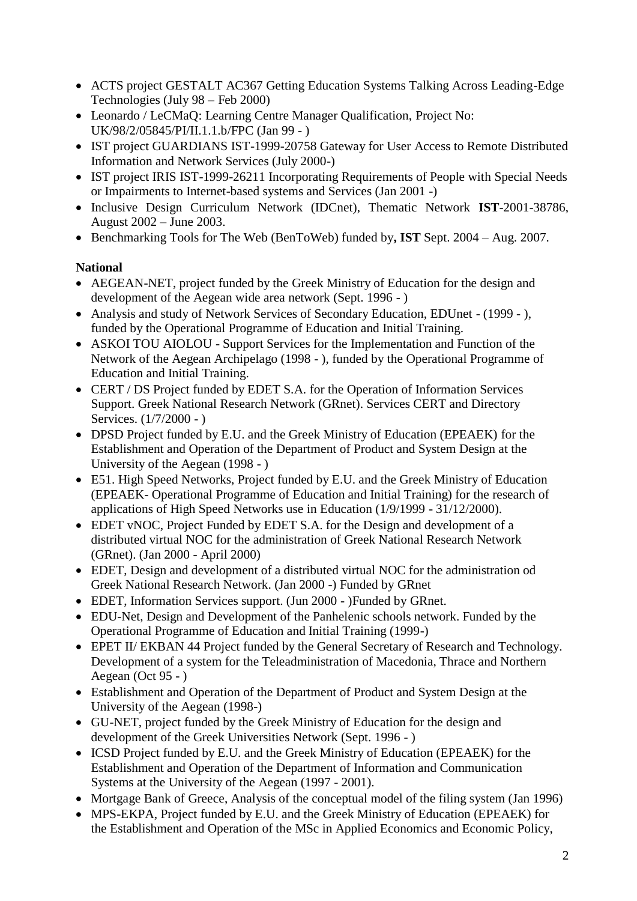- ACTS project GESTALT AC367 Getting Education Systems Talking Across Leading-Edge Technologies (July 98 – Feb 2000)
- Leonardo / LeCMaQ: Learning Centre Manager Qualification, Project No: UK/98/2/05845/PI/II.1.1.b/FPC (Jan 99 - )
- IST project GUARDIANS IST-1999-20758 Gateway for User Access to Remote Distributed Information and Network Services (July 2000-)
- IST project IRIS IST-1999-26211 Incorporating Requirements of People with Special Needs or Impairments to Internet-based systems and Services (Jan 2001 -)
- Inclusive Design Curriculum Network (IDCnet), Thematic Network **IST**-2001-38786, August 2002 – June 2003.
- Benchmarking Tools for The Web (BenToWeb) funded by**, IST** Sept. 2004 – Aug. 2007.

**National**

- AEGEAN-NET, project funded by the Greek Ministry of Education for the design and development of the Aegean wide area network (Sept. 1996 - )
- Analysis and study of Network Services of Secondary Education, EDUnet - (1999 - ), funded by the Operational Programme of Education and Initial Training.
- ASKOI TOU AIOLOU - Support Services for the Implementation and Function of the Network of the Aegean Archipelago (1998 - ), funded by the Operational Programme of Education and Initial Training.
- CERT / DS Project funded by EDET S.A. for the Operation of Information Services Support. Greek National Research Network (GRnet). Services CERT and Directory Services. (1/7/2000 - )
- DPSD Project funded by E.U. and the Greek Ministry of Education (EPEAEK) for the Establishment and Operation of the Department of Product and System Design at the University of the Aegean (1998 - )
- E51. High Speed Networks, Project funded by E.U. and the Greek Ministry of Education (EPEAEK- Operational Programme of Education and Initial Training) for the research of applications of High Speed Networks use in Education (1/9/1999 - 31/12/2000).
- EDET vNOC, Project Funded by EDET S.A. for the Design and development of a distributed virtual NOC for the administration of Greek National Research Network (GRnet). (Jan 2000 - April 2000)
- EDET, Design and development of a distributed virtual NOC for the administration od Greek National Research Network. (Jan 2000 -) Funded by GRnet
- EDET, Information Services support. (Jun 2000 - )Funded by GRnet.
- EDU-Net, Design and Development of the Panhelenic schools network. Funded by the Operational Programme of Education and Initial Training (1999-)
- EPET II/ EKBAN 44 Project funded by the General Secretary of Research and Technology. Development of a system for the Teleadministration of Macedonia, Thrace and Northern Aegean (Oct 95 - )
- Establishment and Operation of the Department of Product and System Design at the University of the Aegean (1998-)
- GU-NET, project funded by the Greek Ministry of Education for the design and development of the Greek Universities Network (Sept. 1996 - )
- ICSD Project funded by E.U. and the Greek Ministry of Education (EPEAEK) for the Establishment and Operation of the Department of Information and Communication Systems at the University of the Aegean (1997 - 2001).
- Mortgage Bank of Greece, Analysis of the conceptual model of the filing system (Jan 1996)
- MPS-EKPA, Project funded by E.U. and the Greek Ministry of Education (EPEAEK) for the Establishment and Operation of the MSc in Applied Economics and Economic Policy,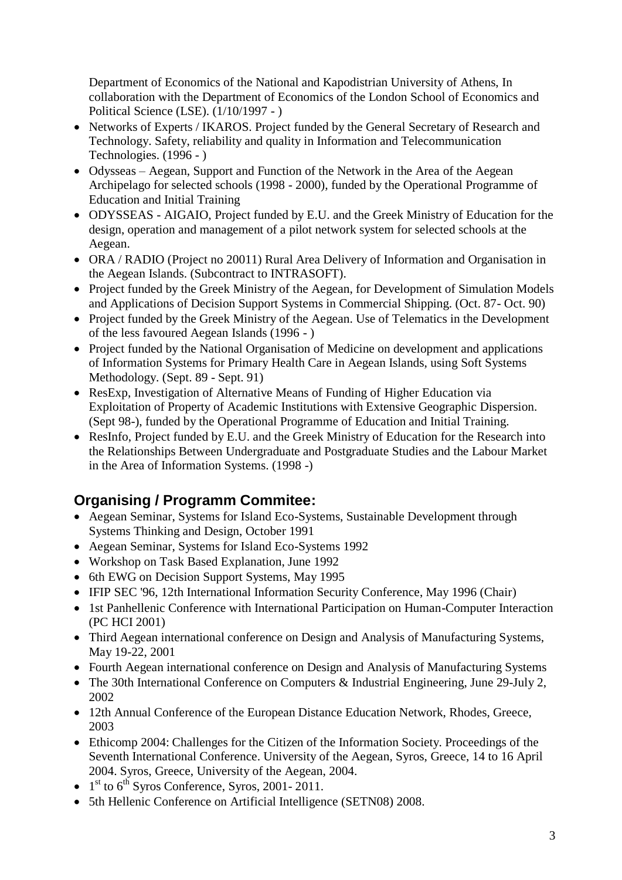Department of Economics of the National and Kapodistrian University of Athens, In collaboration with the Department of Economics of the London School of Economics and Political Science (LSE). (1/10/1997 - )

- Networks of Experts / IKAROS. Project funded by the General Secretary of Research and Technology. Safety, reliability and quality in Information and Telecommunication Technologies. (1996 - )
- Odysseas – Aegean, Support and Function of the Network in the Area of the Aegean Archipelago for selected schools (1998 - 2000), funded by the Operational Programme of Education and Initial Training
- ODYSSEAS - AIGAIO, Project funded by E.U. and the Greek Ministry of Education for the design, operation and management of a pilot network system for selected schools at the Aegean.
- ORA / RADIO (Project no 20011) Rural Area Delivery of Information and Organisation in the Aegean Islands. (Subcontract to INTRASOFT).
- Project funded by the Greek Ministry of the Aegean, for Development of Simulation Models and Applications of Decision Support Systems in Commercial Shipping. (Oct. 87- Oct. 90)
- Project funded by the Greek Ministry of the Aegean. Use of Telematics in the Development of the less favoured Aegean Islands (1996 - )
- Project funded by the National Organisation of Medicine on development and applications of Information Systems for Primary Health Care in Aegean Islands, using Soft Systems Methodology. (Sept. 89 - Sept. 91)
- ResExp, Investigation of Alternative Means of Funding of Higher Education via Exploitation of Property of Academic Institutions with Extensive Geographic Dispersion. (Sept 98-), funded by the Operational Programme of Education and Initial Training.
- ResInfo, Project funded by E.U. and the Greek Ministry of Education for the Research into the Relationships Between Undergraduate and Postgraduate Studies and the Labour Market in the Area of Information Systems. (1998 -)

## Organising / Programm Commitee:

- Aegean Seminar, Systems for Island Eco-Systems, Sustainable Development through Systems Thinking and Design, October 1991
- Aegean Seminar, Systems for Island Eco-Systems 1992
- Workshop on Task Based Explanation, June 1992
- 6th EWG on Decision Support Systems, May 1995
- IFIP SEC '96, 12th International Information Security Conference, May 1996 (Chair)
- 1st Panhellenic Conference with International Participation on Human-Computer Interaction (PC HCI 2001)
- Third Aegean international conference on Design and Analysis of Manufacturing Systems, May 19-22, 2001
- Fourth Aegean international conference on Design and Analysis of Manufacturing Systems
- The 30th International Conference on Computers & Industrial Engineering, June 29-July 2, 2002
- 12th Annual Conference of the European Distance Education Network, Rhodes, Greece, 2003
- Ethicomp 2004: Challenges for the Citizen of the Information Society. Proceedings of the Seventh International Conference. University of the Aegean, Syros, Greece, 14 to 16 April 2004. Syros, Greece, University of the Aegean, 2004.
- 1st to 6th Syros Conference, Syros, 2001- 2011.
- 5th Hellenic Conference on Artificial Intelligence (SETN08) 2008.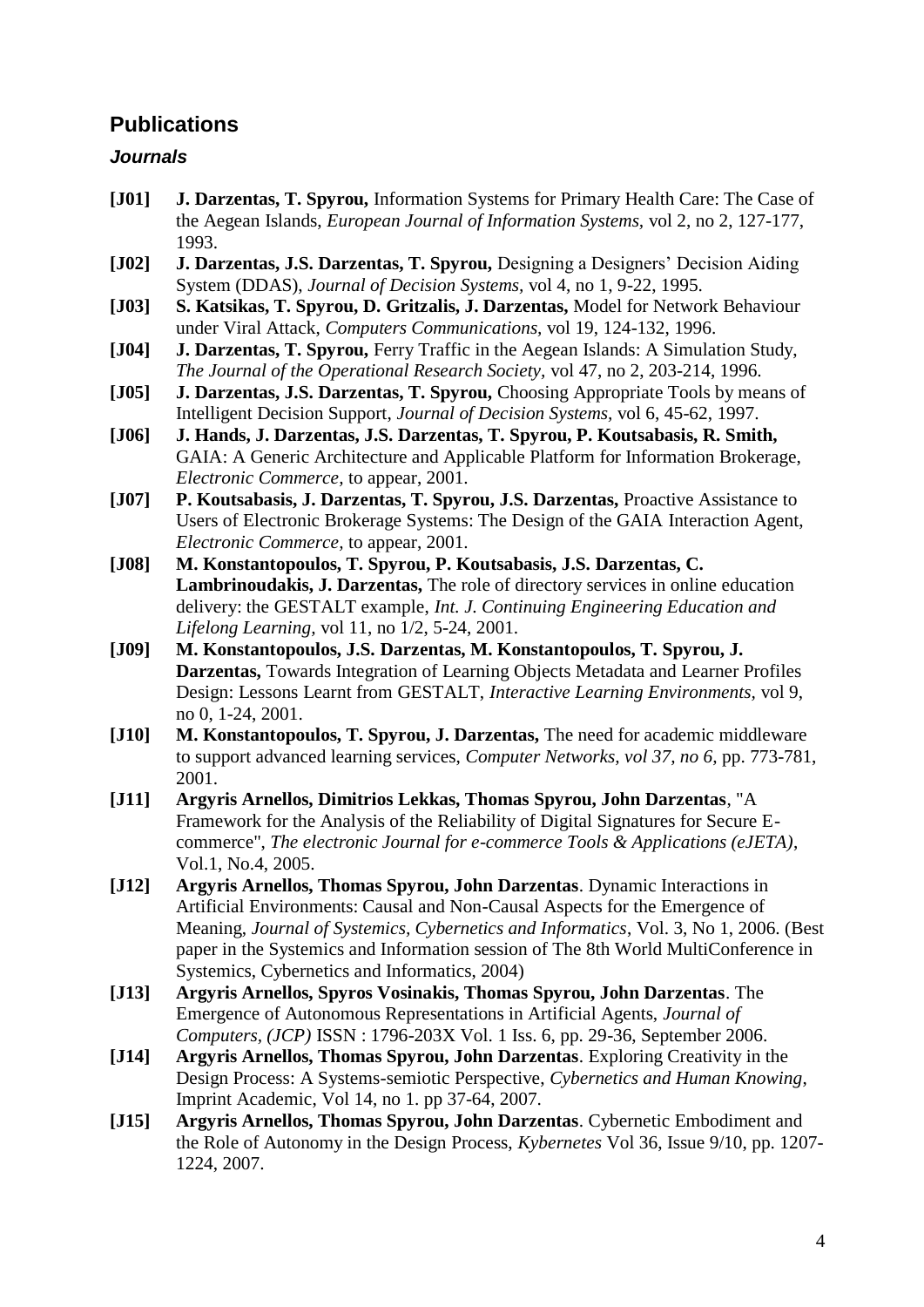## Publications

### *Journals*

**[J01]** **J. Darzentas, T. Spyrou,** Information Systems for Primary Health Care: The Case of the Aegean Islands, *European Journal of Information Systems,* vol 2, no 2, 127-177, 1993.

**[J02]** **J. Darzentas, J.S. Darzentas, T. Spyrou,** Designing a Designers' Decision Aiding System (DDAS), *Journal of Decision Systems,* vol 4, no 1, 9-22, 1995.

**[J03]** **S. Katsikas, T. Spyrou, D. Gritzalis, J. Darzentas,** Model for Network Behaviour under Viral Attack, *Computers Communications,* vol 19, 124-132, 1996.

**[J04]** **J. Darzentas, T. Spyrou,** Ferry Traffic in the Aegean Islands: A Simulation Study, *The Journal of the Operational Research Society,* vol 47, no 2, 203-214, 1996.

**[J05]** **J. Darzentas, J.S. Darzentas, T. Spyrou,** Choosing Appropriate Tools by means of Intelligent Decision Support, *Journal of Decision Systems,* vol 6, 45-62, 1997.

**[J06]** **J. Hands, J. Darzentas, J.S. Darzentas, T. Spyrou, P. Koutsabasis, R. Smith,** GAIA: A Generic Architecture and Applicable Platform for Information Brokerage, *Electronic Commerce,* to appear, 2001.

**[J07]** **P. Koutsabasis, J. Darzentas, T. Spyrou, J.S. Darzentas,** Proactive Assistance to Users of Electronic Brokerage Systems: The Design of the GAIA Interaction Agent, *Electronic Commerce,* to appear, 2001.

**[J08]** **M. Konstantopoulos, T. Spyrou, P. Koutsabasis, J.S. Darzentas, C. Lambrinoudakis, J. Darzentas,** The role of directory services in online education delivery: the GESTALT example, *Int. J. Continuing Engineering Education and Lifelong Learning,* vol 11, no 1/2, 5-24, 2001.

**[J09]** **M. Konstantopoulos, J.S. Darzentas, M. Konstantopoulos, T. Spyrou, J. Darzentas,** Towards Integration of Learning Objects Metadata and Learner Profiles Design: Lessons Learnt from GESTALT, *Interactive Learning Environments,* vol 9, no 0, 1-24, 2001.

**[J10]** **M. Konstantopoulos, T. Spyrou, J. Darzentas,** The need for academic middleware to support advanced learning services, *Computer Networks, vol 37, no 6,* pp. 773-781, 2001.

**[J11]** **Argyris Arnellos, Dimitrios Lekkas, Thomas Spyrou, John Darzentas**, "A Framework for the Analysis of the Reliability of Digital Signatures for Secure E-commerce", *The electronic Journal for e-commerce Tools & Applications (eJETA)*, Vol.1, No.4, 2005.

**[J12]** **Argyris Arnellos, Thomas Spyrou, John Darzentas**. Dynamic Interactions in Artificial Environments: Causal and Non-Causal Aspects for the Emergence of Meaning, *Journal of Systemics, Cybernetics and Informatics*, Vol. 3, No 1, 2006. (Best paper in the Systemics and Information session of The 8th World MultiConference in Systemics, Cybernetics and Informatics, 2004)

**[J13]** **Argyris Arnellos, Spyros Vosinakis, Thomas Spyrou, John Darzentas**. The Emergence of Autonomous Representations in Artificial Agents, *Journal of Computers, (JCP)* ISSN : 1796-203X Vol. 1 Iss. 6, pp. 29-36, September 2006.

**[J14]** **Argyris Arnellos, Thomas Spyrou, John Darzentas**. Exploring Creativity in the Design Process: A Systems-semiotic Perspective, *Cybernetics and Human Knowing*, Imprint Academic, Vol 14, no 1. pp 37-64, 2007.

**[J15]** **Argyris Arnellos, Thomas Spyrou, John Darzentas**. Cybernetic Embodiment and the Role of Autonomy in the Design Process, *Kybernetes* Vol 36, Issue 9/10, pp. 1207-1224, 2007.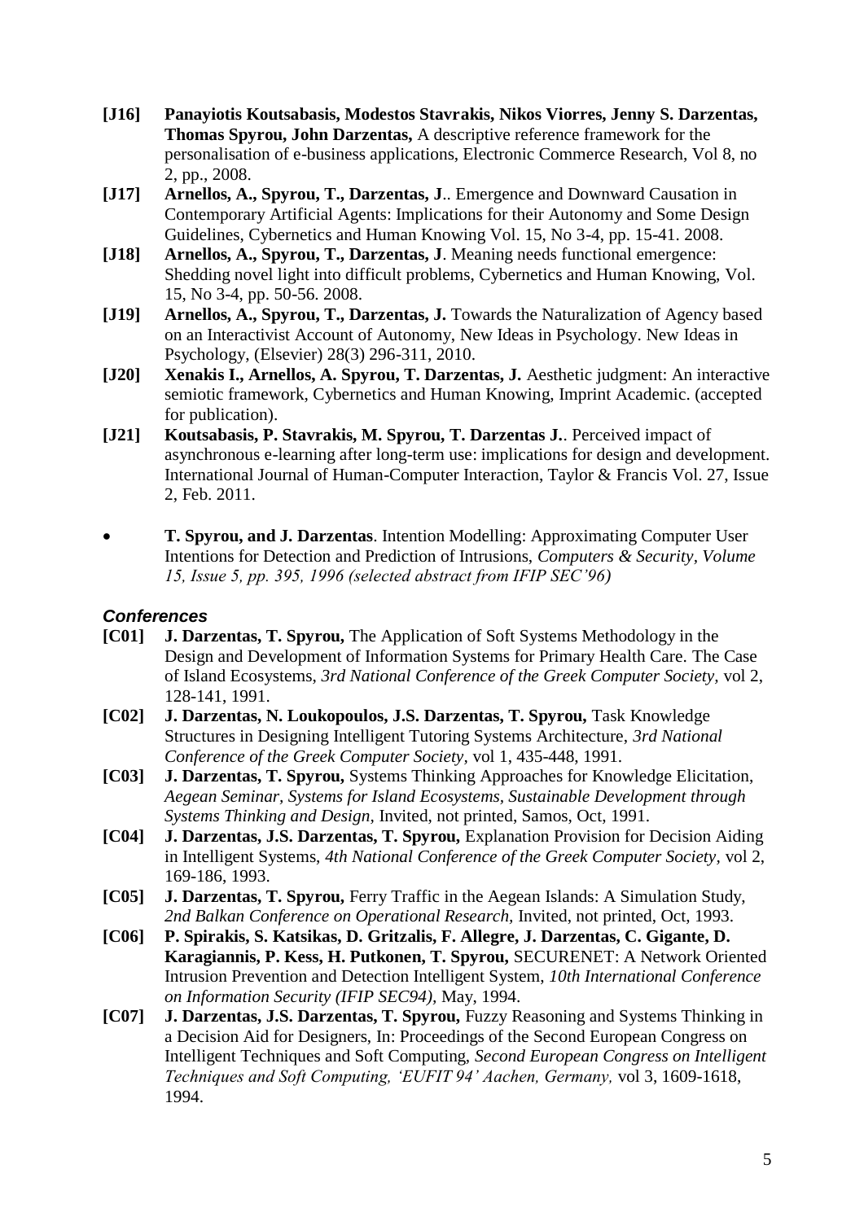- **[J16]** **Panayiotis Koutsabasis, Modestos Stavrakis, Nikos Viorres, Jenny S. Darzentas, Thomas Spyrou, John Darzentas,** A descriptive reference framework for the personalisation of e-business applications, Electronic Commerce Research, Vol 8, no 2, pp., 2008.
- **[J17]** **Arnellos, A., Spyrou, T., Darzentas, J**.. Emergence and Downward Causation in Contemporary Artificial Agents: Implications for their Autonomy and Some Design Guidelines, Cybernetics and Human Knowing Vol. 15, No 3-4, pp. 15-41. 2008.
- **[J18]** **Arnellos, A., Spyrou, T., Darzentas, J**. Meaning needs functional emergence: Shedding novel light into difficult problems, Cybernetics and Human Knowing, Vol. 15, No 3-4, pp. 50-56. 2008.
- **[J19]** **Arnellos, A., Spyrou, T., Darzentas, J.** Towards the Naturalization of Agency based on an Interactivist Account of Autonomy, New Ideas in Psychology. New Ideas in Psychology, (Elsevier) 28(3) 296-311, 2010.
- **[J20]** **Xenakis I., Arnellos, A. Spyrou, T. Darzentas, J.** Aesthetic judgment: An interactive semiotic framework, Cybernetics and Human Knowing, Imprint Academic. (accepted for publication).
- **[J21]** **Koutsabasis, P. Stavrakis, M. Spyrou, T. Darzentas J.**. Perceived impact of asynchronous e-learning after long-term use: implications for design and development. International Journal of Human-Computer Interaction, Taylor & Francis Vol. 27, Issue 2, Feb. 2011.

- **T. Spyrou, and J. Darzentas**. Intention Modelling: Approximating Computer User Intentions for Detection and Prediction of Intrusions, *Computers & Security, Volume 15, Issue 5, pp. 395, 1996 (selected abstract from IFIP SEC'96)*

### *Conferences*

- **[C01]** **J. Darzentas, T. Spyrou,** The Application of Soft Systems Methodology in the Design and Development of Information Systems for Primary Health Care. The Case of Island Ecosystems, *3rd National Conference of the Greek Computer Society*, vol 2, 128-141, 1991.
- **[C02]** **J. Darzentas, N. Loukopoulos, J.S. Darzentas, T. Spyrou,** Task Knowledge Structures in Designing Intelligent Tutoring Systems Architecture, *3rd National Conference of the Greek Computer Society*, vol 1, 435-448, 1991.
- **[C03]** **J. Darzentas, T. Spyrou,** Systems Thinking Approaches for Knowledge Elicitation, *Aegean Seminar, Systems for Island Ecosystems, Sustainable Development through Systems Thinking and Design,* Invited, not printed, Samos, Oct, 1991.
- **[C04]** **J. Darzentas, J.S. Darzentas, T. Spyrou,** Explanation Provision for Decision Aiding in Intelligent Systems, *4th National Conference of the Greek Computer Society*, vol 2, 169-186, 1993.
- **[C05]** **J. Darzentas, T. Spyrou,** Ferry Traffic in the Aegean Islands: A Simulation Study, *2nd Balkan Conference on Operational Research,* Invited, not printed, Oct, 1993.
- **[C06]** **P. Spirakis, S. Katsikas, D. Gritzalis, F. Allegre, J. Darzentas, C. Gigante, D. Karagiannis, P. Kess, H. Putkonen, T. Spyrou,** SECURENET: A Network Oriented Intrusion Prevention and Detection Intelligent System, *10th International Conference on Information Security (IFIP SEC94),* May, 1994.
- **[C07]** **J. Darzentas, J.S. Darzentas, T. Spyrou,** Fuzzy Reasoning and Systems Thinking in a Decision Aid for Designers, In: Proceedings of the Second European Congress on Intelligent Techniques and Soft Computing, *Second European Congress on Intelligent Techniques and Soft Computing, 'EUFIT 94' Aachen, Germany,* vol 3, 1609-1618, 1994.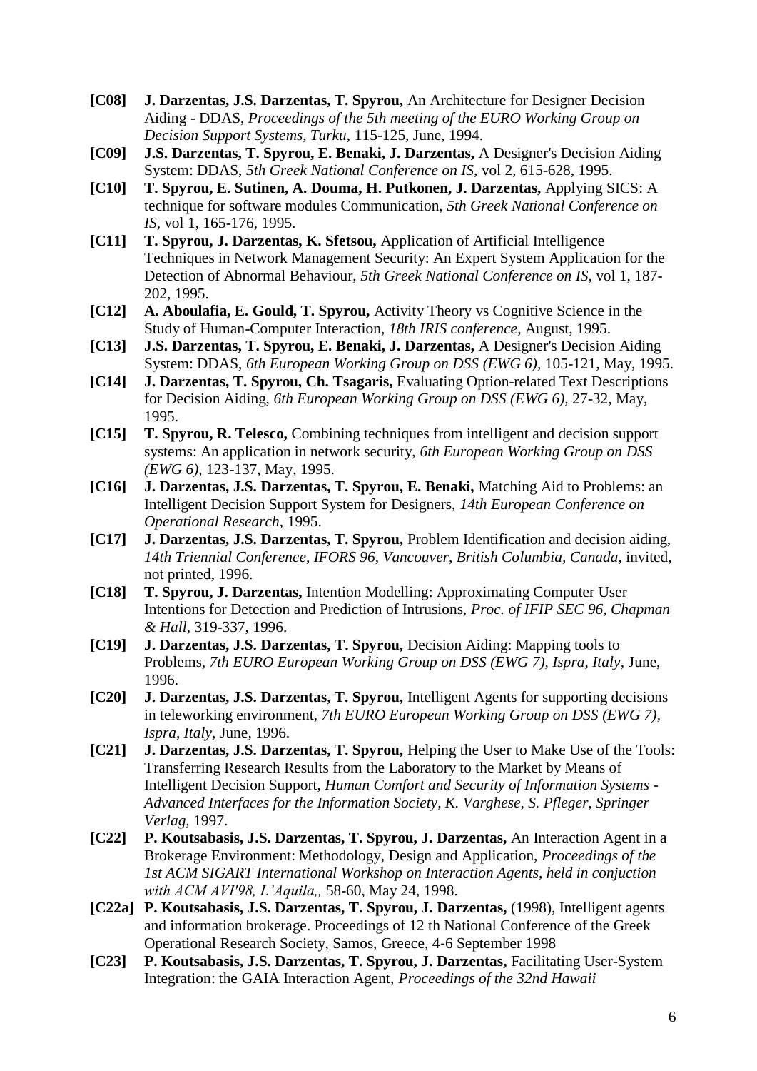**[C08]** **J. Darzentas, J.S. Darzentas, T. Spyrou,** An Architecture for Designer Decision Aiding - DDAS, *Proceedings of the 5th meeting of the EURO Working Group on Decision Support Systems, Turku*, 115-125, June, 1994.

**[C09]** **J.S. Darzentas, T. Spyrou, E. Benaki, J. Darzentas,** A Designer's Decision Aiding System: DDAS, *5th Greek National Conference on IS*, vol 2, 615-628, 1995.

**[C10]** **T. Spyrou, E. Sutinen, A. Douma, H. Putkonen, J. Darzentas,** Applying SICS: A technique for software modules Communication, *5th Greek National Conference on IS*, vol 1, 165-176, 1995.

**[C11]** **T. Spyrou, J. Darzentas, K. Sfetsou,** Application of Artificial Intelligence Techniques in Network Management Security: An Expert System Application for the Detection of Abnormal Behaviour, *5th Greek National Conference on IS*, vol 1, 187-202, 1995.

**[C12]** **A. Aboulafia, E. Gould, T. Spyrou,** Activity Theory vs Cognitive Science in the Study of Human-Computer Interaction, *18th IRIS conference*, August, 1995.

**[C13]** **J.S. Darzentas, T. Spyrou, E. Benaki, J. Darzentas,** A Designer's Decision Aiding System: DDAS, *6th European Working Group on DSS (EWG 6)*, 105-121, May, 1995.

**[C14]** **J. Darzentas, T. Spyrou, Ch. Tsagaris,** Evaluating Option-related Text Descriptions for Decision Aiding, *6th European Working Group on DSS (EWG 6)*, 27-32, May, 1995.

**[C15]** **T. Spyrou, R. Telesco,** Combining techniques from intelligent and decision support systems: An application in network security, *6th European Working Group on DSS (EWG 6)*, 123-137, May, 1995.

**[C16]** **J. Darzentas, J.S. Darzentas, T. Spyrou, E. Benaki,** Matching Aid to Problems: an Intelligent Decision Support System for Designers, *14th European Conference on Operational Research*, 1995.

**[C17]** **J. Darzentas, J.S. Darzentas, T. Spyrou,** Problem Identification and decision aiding, *14th Triennial Conference, IFORS 96, Vancouver, British Columbia, Canada*, invited, not printed, 1996.

**[C18]** **T. Spyrou, J. Darzentas,** Intention Modelling: Approximating Computer User Intentions for Detection and Prediction of Intrusions, *Proc. of IFIP SEC 96, Chapman & Hall*, 319-337, 1996.

**[C19]** **J. Darzentas, J.S. Darzentas, T. Spyrou,** Decision Aiding: Mapping tools to Problems, *7th EURO European Working Group on DSS (EWG 7), Ispra, Italy*, June, 1996.

**[C20]** **J. Darzentas, J.S. Darzentas, T. Spyrou,** Intelligent Agents for supporting decisions in teleworking environment, *7th EURO European Working Group on DSS (EWG 7), Ispra, Italy*, June, 1996.

**[C21]** **J. Darzentas, J.S. Darzentas, T. Spyrou,** Helping the User to Make Use of the Tools: Transferring Research Results from the Laboratory to the Market by Means of Intelligent Decision Support, *Human Comfort and Security of Information Systems - Advanced Interfaces for the Information Society, K. Varghese, S. Pfleger, Springer Verlag*, 1997.

**[C22]** **P. Koutsabasis, J.S. Darzentas, T. Spyrou, J. Darzentas,** An Interaction Agent in a Brokerage Environment: Methodology, Design and Application, *Proceedings of the 1st ACM SIGART International Workshop on Interaction Agents, held in conjuction with ACM AVI'98, L'Aquila,,* 58-60, May 24, 1998.

**[C22a]** **P. Koutsabasis, J.S. Darzentas, T. Spyrou, J. Darzentas,** (1998), Intelligent agents and information brokerage. Proceedings of 12 th National Conference of the Greek Operational Research Society, Samos, Greece, 4-6 September 1998

**[C23]** **P. Koutsabasis, J.S. Darzentas, T. Spyrou, J. Darzentas,** Facilitating User-System Integration: the GAIA Interaction Agent, *Proceedings of the 32nd Hawaii*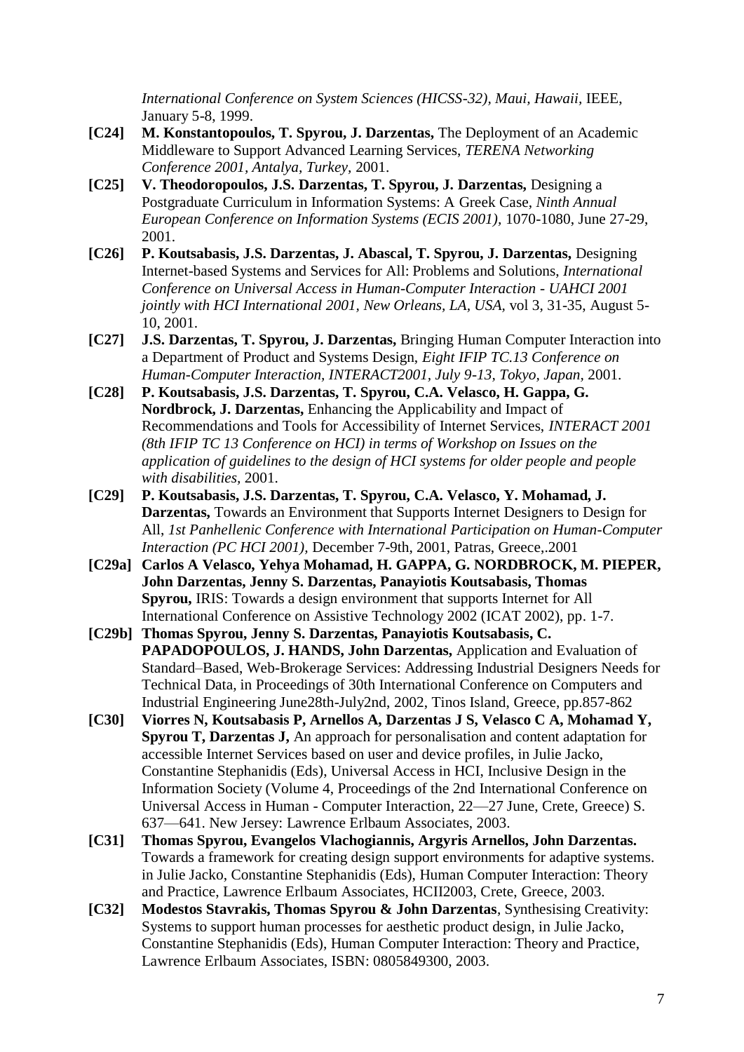*International Conference on System Sciences (HICSS-32), Maui, Hawaii,* IEEE, January 5-8, 1999.

**[C24]** **M. Konstantopoulos, T. Spyrou, J. Darzentas,** The Deployment of an Academic Middleware to Support Advanced Learning Services, *TERENA Networking Conference 2001, Antalya, Turkey,* 2001.

**[C25]** **V. Theodoropoulos, J.S. Darzentas, T. Spyrou, J. Darzentas,** Designing a Postgraduate Curriculum in Information Systems: A Greek Case, *Ninth Annual European Conference on Information Systems (ECIS 2001)*, 1070-1080, June 27-29, 2001.

**[C26]** **P. Koutsabasis, J.S. Darzentas, J. Abascal, T. Spyrou, J. Darzentas,** Designing Internet-based Systems and Services for All: Problems and Solutions, *International Conference on Universal Access in Human-Computer Interaction - UAHCI 2001 jointly with HCI International 2001, New Orleans, LA, USA,* vol 3, 31-35, August 5-10, 2001.

**[C27]** **J.S. Darzentas, T. Spyrou, J. Darzentas,** Bringing Human Computer Interaction into a Department of Product and Systems Design, *Eight IFIP TC.13 Conference on Human-Computer Interaction, INTERACT2001, July 9-13, Tokyo, Japan,* 2001.

**[C28]** **P. Koutsabasis, J.S. Darzentas, T. Spyrou, C.A. Velasco, H. Gappa, G. Nordbrock, J. Darzentas,** Enhancing the Applicability and Impact of Recommendations and Tools for Accessibility of Internet Services, *INTERACT 2001 (8th IFIP TC 13 Conference on HCI) in terms of Workshop on Issues on the application of guidelines to the design of HCI systems for older people and people with disabilities,* 2001.

**[C29]** **P. Koutsabasis, J.S. Darzentas, T. Spyrou, C.A. Velasco, Y. Mohamad, J. Darzentas,** Towards an Environment that Supports Internet Designers to Design for All, *1st Panhellenic Conference with International Participation on Human-Computer Interaction (PC HCI 2001),* December 7-9th, 2001, Patras, Greece,.2001

**[C29a]** **Carlos A Velasco, Yehya Mohamad, H. GAPPA, G. NORDBROCK, M. PIEPER, John Darzentas, Jenny S. Darzentas, Panayiotis Koutsabasis, Thomas Spyrou,** IRIS: Towards a design environment that supports Internet for All International Conference on Assistive Technology 2002 (ICAT 2002), pp. 1-7.

**[C29b]** **Thomas Spyrou, Jenny S. Darzentas, Panayiotis Koutsabasis, C. PAPADOPOULOS, J. HANDS, John Darzentas,** Application and Evaluation of Standard–Based, Web-Brokerage Services: Addressing Industrial Designers Needs for Technical Data, in Proceedings of 30th International Conference on Computers and Industrial Engineering June28th-July2nd, 2002, Tinos Island, Greece, pp.857-862

**[C30]** **Viorres N, Koutsabasis P, Arnellos A, Darzentas J S, Velasco C A, Mohamad Y, Spyrou T, Darzentas J,** An approach for personalisation and content adaptation for accessible Internet Services based on user and device profiles, in Julie Jacko, Constantine Stephanidis (Eds), Universal Access in HCI, Inclusive Design in the Information Society (Volume 4, Proceedings of the 2nd International Conference on Universal Access in Human - Computer Interaction, 22—27 June, Crete, Greece) S. 637—641. New Jersey: Lawrence Erlbaum Associates, 2003.

**[C31]** **Thomas Spyrou, Evangelos Vlachogiannis, Argyris Arnellos, John Darzentas.** Towards a framework for creating design support environments for adaptive systems. in Julie Jacko, Constantine Stephanidis (Eds), Human Computer Interaction: Theory and Practice, Lawrence Erlbaum Associates, HCII2003, Crete, Greece, 2003.

**[C32]** **Modestos Stavrakis, Thomas Spyrou & John Darzentas**, Synthesising Creativity: Systems to support human processes for aesthetic product design, in Julie Jacko, Constantine Stephanidis (Eds), Human Computer Interaction: Theory and Practice, Lawrence Erlbaum Associates, ISBN: 0805849300, 2003.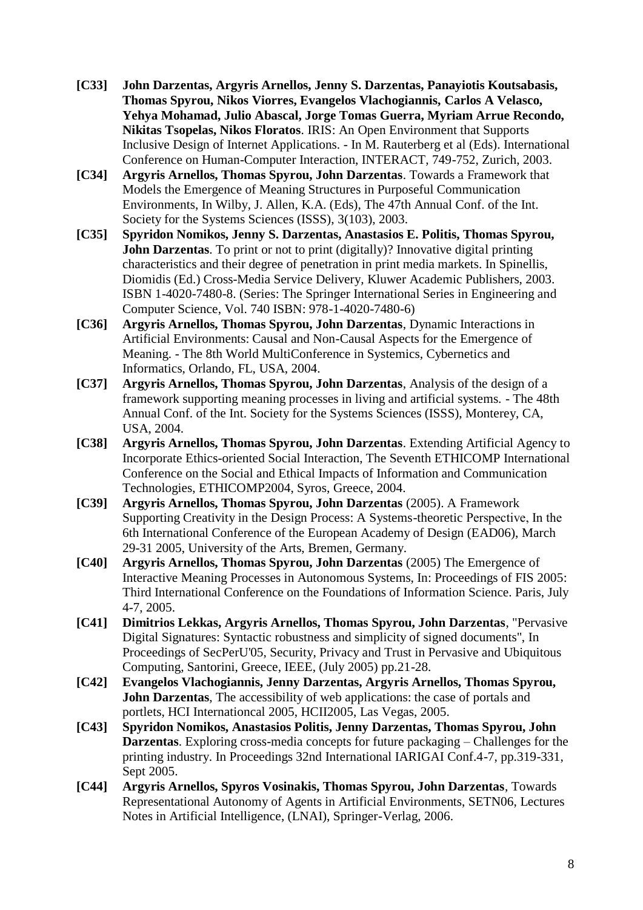**[C33]** **John Darzentas, Argyris Arnellos, Jenny S. Darzentas, Panayiotis Koutsabasis, Thomas Spyrou, Nikos Viorres, Evangelos Vlachogiannis, Carlos A Velasco, Yehya Mohamad, Julio Abascal, Jorge Tomas Guerra, Myriam Arrue Recondo, Nikitas Tsopelas, Nikos Floratos**. IRIS: An Open Environment that Supports Inclusive Design of Internet Applications. - In M. Rauterberg et al (Eds). International Conference on Human-Computer Interaction, INTERACT, 749-752, Zurich, 2003.

**[C34]** **Argyris Arnellos, Thomas Spyrou, John Darzentas**. Towards a Framework that Models the Emergence of Meaning Structures in Purposeful Communication Environments, In Wilby, J. Allen, K.A. (Eds), The 47th Annual Conf. of the Int. Society for the Systems Sciences (ISSS), 3(103), 2003.

**[C35]** **Spyridon Nomikos, Jenny S. Darzentas, Anastasios E. Politis, Thomas Spyrou, John Darzentas**. To print or not to print (digitally)? Innovative digital printing characteristics and their degree of penetration in print media markets. In Spinellis, Diomidis (Ed.) Cross-Media Service Delivery, Kluwer Academic Publishers, 2003. ISBN 1-4020-7480-8. (Series: The Springer International Series in Engineering and Computer Science, Vol. 740 ISBN: 978-1-4020-7480-6)

**[C36]** **Argyris Arnellos, Thomas Spyrou, John Darzentas**, Dynamic Interactions in Artificial Environments: Causal and Non-Causal Aspects for the Emergence of Meaning. - The 8th World MultiConference in Systemics, Cybernetics and Informatics, Orlando, FL, USA, 2004.

**[C37]** **Argyris Arnellos, Thomas Spyrou, John Darzentas**, Analysis of the design of a framework supporting meaning processes in living and artificial systems. - The 48th Annual Conf. of the Int. Society for the Systems Sciences (ISSS), Monterey, CA, USA, 2004.

**[C38]** **Argyris Arnellos, Thomas Spyrou, John Darzentas**. Extending Artificial Agency to Incorporate Ethics-oriented Social Interaction, The Seventh ETHICOMP International Conference on the Social and Ethical Impacts of Information and Communication Technologies, ETHICOMP2004, Syros, Greece, 2004.

**[C39]** **Argyris Arnellos, Thomas Spyrou, John Darzentas** (2005). A Framework Supporting Creativity in the Design Process: A Systems-theoretic Perspective, In the 6th International Conference of the European Academy of Design (EAD06), March 29-31 2005, University of the Arts, Bremen, Germany.

**[C40]** **Argyris Arnellos, Thomas Spyrou, John Darzentas** (2005) The Emergence of Interactive Meaning Processes in Autonomous Systems, In: Proceedings of FIS 2005: Third International Conference on the Foundations of Information Science. Paris, July 4-7, 2005.

**[C41]** **Dimitrios Lekkas, Argyris Arnellos, Thomas Spyrou, John Darzentas**, "Pervasive Digital Signatures: Syntactic robustness and simplicity of signed documents", In Proceedings of SecPerU'05, Security, Privacy and Trust in Pervasive and Ubiquitous Computing, Santorini, Greece, IEEE, (July 2005) pp.21-28.

**[C42]** **Evangelos Vlachogiannis, Jenny Darzentas, Argyris Arnellos, Thomas Spyrou, John Darzentas**, The accessibility of web applications: the case of portals and portlets, HCI Internationcal 2005, HCII2005, Las Vegas, 2005.

**[C43]** **Spyridon Nomikos, Anastasios Politis, Jenny Darzentas, Thomas Spyrou, John Darzentas**. Exploring cross-media concepts for future packaging – Challenges for the printing industry. In Proceedings 32nd International IARIGAI Conf.4-7, pp.319-331, Sept 2005.

**[C44]** **Argyris Arnellos, Spyros Vosinakis, Thomas Spyrou, John Darzentas**, Towards Representational Autonomy of Agents in Artificial Environments, SETN06, Lectures Notes in Artificial Intelligence, (LNAI), Springer-Verlag, 2006.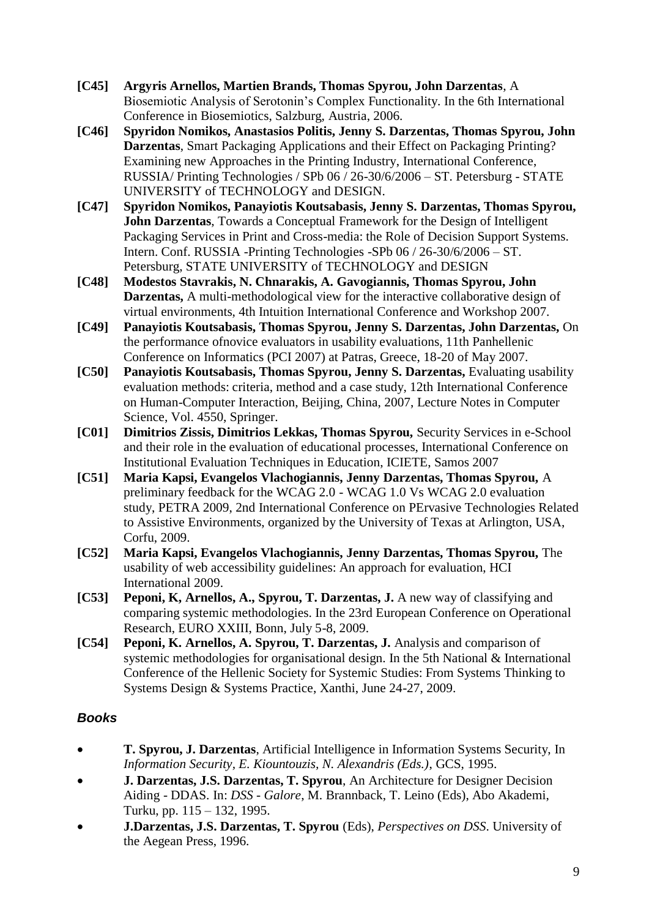- **[C45]** **Argyris Arnellos, Martien Brands, Thomas Spyrou, John Darzentas**, A Biosemiotic Analysis of Serotonin's Complex Functionality. In the 6th International Conference in Biosemiotics, Salzburg, Austria, 2006.
- **[C46]** **Spyridon Nomikos, Anastasios Politis, Jenny S. Darzentas, Thomas Spyrou, John Darzentas**, Smart Packaging Applications and their Effect on Packaging Printing? Examining new Approaches in the Printing Industry, International Conference, RUSSIA/ Printing Technologies / SPb 06 / 26-30/6/2006 – ST. Petersburg - STATE UNIVERSITY of TECHNOLOGY and DESIGN.
- **[C47]** **Spyridon Nomikos, Panayiotis Koutsabasis, Jenny S. Darzentas, Thomas Spyrou, John Darzentas**, Towards a Conceptual Framework for the Design of Intelligent Packaging Services in Print and Cross-media: the Role of Decision Support Systems. Intern. Conf. RUSSIA -Printing Technologies -SPb 06 / 26-30/6/2006 – ST. Petersburg, STATE UNIVERSITY of TECHNOLOGY and DESIGN
- **[C48]** **Modestos Stavrakis, N. Chnarakis, A. Gavogiannis, Thomas Spyrou, John Darzentas,** A multi-methodological view for the interactive collaborative design of virtual environments, 4th Intuition International Conference and Workshop 2007.
- **[C49]** **Panayiotis Koutsabasis, Thomas Spyrou, Jenny S. Darzentas, John Darzentas,** On the performance ofnovice evaluators in usability evaluations, 11th Panhellenic Conference on Informatics (PCI 2007) at Patras, Greece, 18-20 of May 2007.
- **[C50]** **Panayiotis Koutsabasis, Thomas Spyrou, Jenny S. Darzentas,** Evaluating usability evaluation methods: criteria, method and a case study, 12th International Conference on Human-Computer Interaction, Beijing, China, 2007, Lecture Notes in Computer Science, Vol. 4550, Springer.
- **[C01]** **Dimitrios Zissis, Dimitrios Lekkas, Thomas Spyrou,** Security Services in e-School and their role in the evaluation of educational processes, International Conference on Institutional Evaluation Techniques in Education, ICIETE, Samos 2007
- **[C51]** **Maria Kapsi, Evangelos Vlachogiannis, Jenny Darzentas, Thomas Spyrou,** A preliminary feedback for the WCAG 2.0 - WCAG 1.0 Vs WCAG 2.0 evaluation study, PETRA 2009, 2nd International Conference on PErvasive Technologies Related to Assistive Environments, organized by the University of Texas at Arlington, USA, Corfu, 2009.
- **[C52]** **Maria Kapsi, Evangelos Vlachogiannis, Jenny Darzentas, Thomas Spyrou,** The usability of web accessibility guidelines: An approach for evaluation, HCI International 2009.
- **[C53]** **Peponi, K, Arnellos, A., Spyrou, T. Darzentas, J.** A new way of classifying and comparing systemic methodologies. In the 23rd European Conference on Operational Research, EURO XXIII, Bonn, July 5-8, 2009.
- **[C54]** **Peponi, K. Arnellos, A. Spyrou, T. Darzentas, J.** Analysis and comparison of systemic methodologies for organisational design. In the 5th National & International Conference of the Hellenic Society for Systemic Studies: From Systems Thinking to Systems Design & Systems Practice, Xanthi, June 24-27, 2009.

### *Books*

- **T. Spyrou, J. Darzentas**, Artificial Intelligence in Information Systems Security, In *Information Security, E. Kiountouzis, N. Alexandris (Eds.)*, GCS, 1995.
- **J. Darzentas, J.S. Darzentas, T. Spyrou**, An Architecture for Designer Decision Aiding - DDAS. In: *DSS - Galore*, M. Brannback, T. Leino (Eds), Abo Akademi, Turku, pp. 115 – 132, 1995.
- **J.Darzentas, J.S. Darzentas, T. Spyrou** (Eds), *Perspectives on DSS*. University of the Aegean Press, 1996.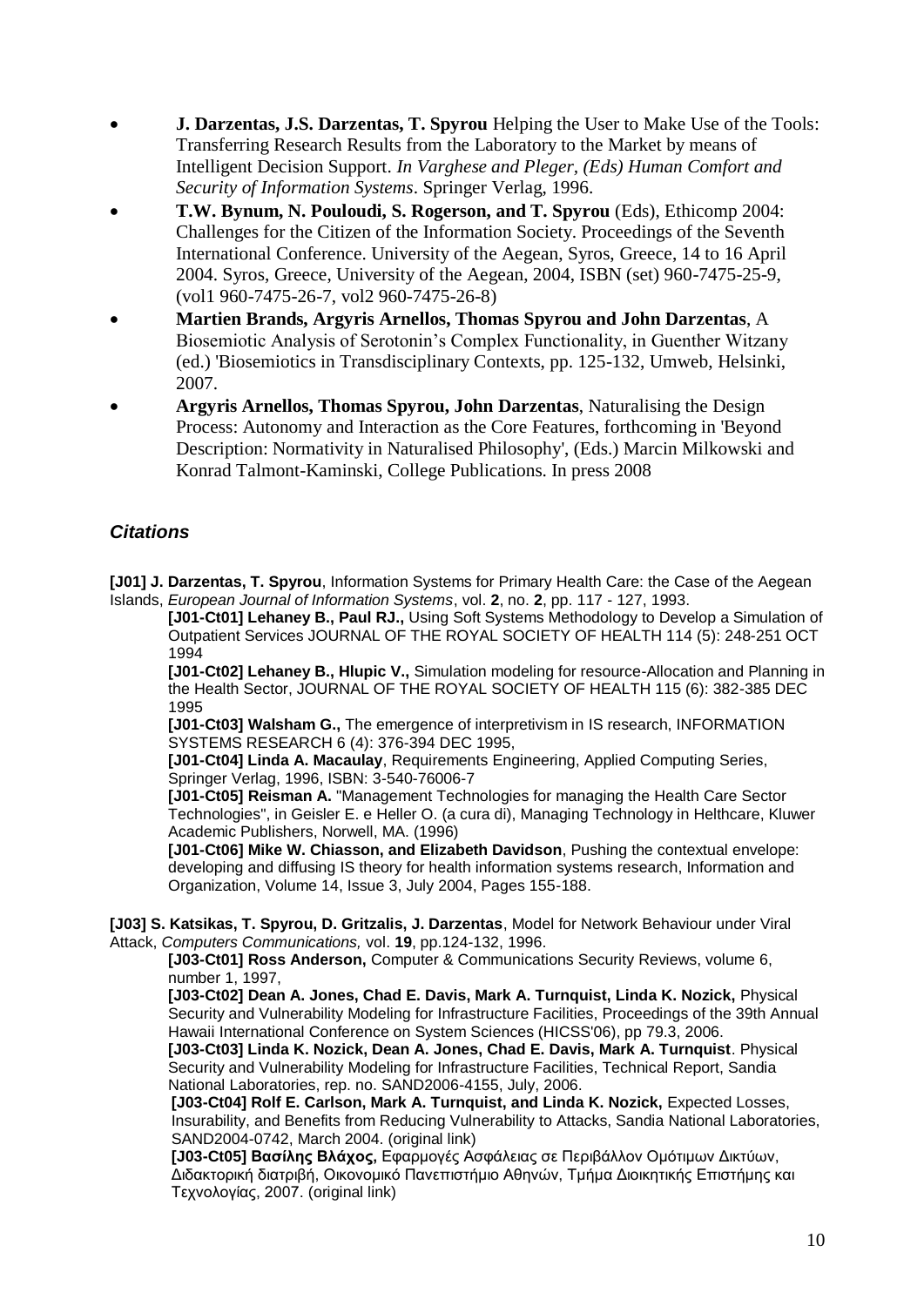- **J. Darzentas, J.S. Darzentas, T. Spyrou** Helping the User to Make Use of the Tools: Transferring Research Results from the Laboratory to the Market by means of Intelligent Decision Support. *In Varghese and Pleger, (Eds) Human Comfort and Security of Information Systems*. Springer Verlag, 1996.
- **T.W. Bynum, N. Pouloudi, S. Rogerson, and T. Spyrou** (Eds), Ethicomp 2004: Challenges for the Citizen of the Information Society. Proceedings of the Seventh International Conference. University of the Aegean, Syros, Greece, 14 to 16 April 2004. Syros, Greece, University of the Aegean, 2004, ISBN (set) 960-7475-25-9, (vol1 960-7475-26-7, vol2 960-7475-26-8)
- **Martien Brands, Argyris Arnellos, Thomas Spyrou and John Darzentas**, A Biosemiotic Analysis of Serotonin's Complex Functionality, in Guenther Witzany (ed.) 'Biosemiotics in Transdisciplinary Contexts, pp. 125-132, Umweb, Helsinki, 2007.
- **Argyris Arnellos, Thomas Spyrou, John Darzentas**, Naturalising the Design Process: Autonomy and Interaction as the Core Features, forthcoming in 'Beyond Description: Normativity in Naturalised Philosophy', (Eds.) Marcin Milkowski and Konrad Talmont-Kaminski, College Publications. In press 2008

## *Citations*

**[J01] J. Darzentas, T. Spyrou**, Information Systems for Primary Health Care: the Case of the Aegean Islands, *European Journal of Information Systems*, vol. **2**, no. **2**, pp. 117 - 127, 1993.

> **[J01-Ct01] Lehaney B., Paul RJ.,** Using Soft Systems Methodology to Develop a Simulation of Outpatient Services JOURNAL OF THE ROYAL SOCIETY OF HEALTH 114 (5): 248-251 OCT 1994
>
> **[J01-Ct02] Lehaney B., Hlupic V.,** Simulation modeling for resource-Allocation and Planning in the Health Sector, JOURNAL OF THE ROYAL SOCIETY OF HEALTH 115 (6): 382-385 DEC 1995
>
> **[J01-Ct03] Walsham G.,** The emergence of interpretivism in IS research, INFORMATION SYSTEMS RESEARCH 6 (4): 376-394 DEC 1995,
>
> **[J01-Ct04] Linda A. Macaulay**, Requirements Engineering, Applied Computing Series, Springer Verlag, 1996, ISBN: 3-540-76006-7
>
> **[J01-Ct05] Reisman A.** "Management Technologies for managing the Health Care Sector Technologies", in Geisler E. e Heller O. (a cura di), Managing Technology in Helthcare, Kluwer Academic Publishers, Norwell, MA. (1996)
>
> **[J01-Ct06] Mike W. Chiasson, and Elizabeth Davidson**, Pushing the contextual envelope: developing and diffusing IS theory for health information systems research, Information and Organization, Volume 14, Issue 3, July 2004, Pages 155-188.

**[J03] S. Katsikas, T. Spyrou, D. Gritzalis, J. Darzentas**, Model for Network Behaviour under Viral Attack, *Computers Communications,* vol. **19**, pp.124-132, 1996.

> **[J03-Ct01] Ross Anderson,** Computer & Communications Security Reviews, volume 6, number 1, 1997,
>
> **[J03-Ct02] Dean A. Jones, Chad E. Davis, Mark A. Turnquist, Linda K. Nozick,** Physical Security and Vulnerability Modeling for Infrastructure Facilities, Proceedings of the 39th Annual Hawaii International Conference on System Sciences (HICSS'06), pp 79.3, 2006.
>
> **[J03-Ct03] Linda K. Nozick, Dean A. Jones, Chad E. Davis, Mark A. Turnquist**. Physical Security and Vulnerability Modeling for Infrastructure Facilities, Technical Report, Sandia National Laboratories, rep. no. SAND2006-4155, July, 2006.
>
> **[J03-Ct04] Rolf E. Carlson, Mark A. Turnquist, and Linda K. Nozick,** Expected Losses, Insurability, and Benefits from Reducing Vulnerability to Attacks, Sandia National Laboratories, SAND2004-0742, March 2004. (original link)
>
> **[J03-Ct05] Βασίλης Βλάχος,** Εφαρμογές Ασφάλειας σε Περιβάλλον Ομότιμων Δικτύων, Διδακτορική διατριβή, Οικονομικό Πανεπιστήμιο Αθηνών, Τμήμα Διοικητικής Επιστήμης και Τεχνολογίας, 2007. (original link)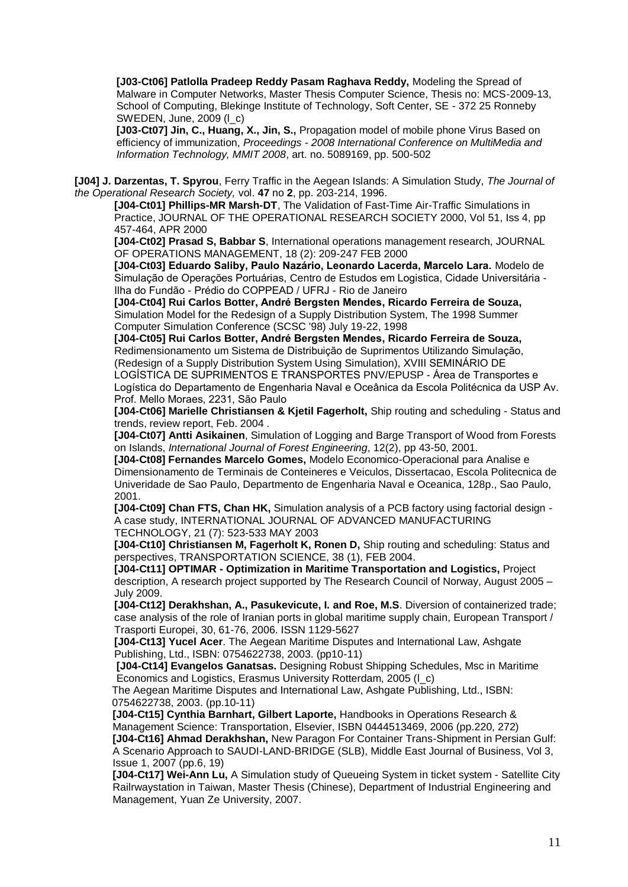**[J03-Ct06] Patlolla Pradeep Reddy Pasam Raghava Reddy,** Modeling the Spread of Malware in Computer Networks, Master Thesis Computer Science, Thesis no: MCS-2009-13, School of Computing, Blekinge Institute of Technology, Soft Center, SE - 372 25 Ronneby SWEDEN, June, 2009 (l_c)

**[J03-Ct07] Jin, C., Huang, X., Jin, S.,** Propagation model of mobile phone Virus Based on efficiency of immunization, *Proceedings - 2008 International Conference on MultiMedia and Information Technology, MMIT 2008*, art. no. 5089169, pp. 500-502

**[J04] J. Darzentas, T. Spyrou**, Ferry Traffic in the Aegean Islands: A Simulation Study, *The Journal of the Operational Research Society,* vol. **47** no **2**, pp. 203-214, 1996.

**[J04-Ct01] Phillips-MR Marsh-DT**, The Validation of Fast-Time Air-Traffic Simulations in Practice, JOURNAL OF THE OPERATIONAL RESEARCH SOCIETY 2000, Vol 51, Iss 4, pp 457-464, APR 2000

**[J04-Ct02] Prasad S, Babbar S**, International operations management research, JOURNAL OF OPERATIONS MANAGEMENT, 18 (2): 209-247 FEB 2000

**[J04-Ct03] Eduardo Saliby, Paulo Nazário, Leonardo Lacerda, Marcelo Lara.** Modelo de Simulação de Operações Portuárias, Centro de Estudos em Logistica, Cidade Universitária - Ilha do Fundão - Prédio do COPPEAD / UFRJ - Rio de Janeiro

**[J04-Ct04] Rui Carlos Botter, André Bergsten Mendes, Ricardo Ferreira de Souza,** Simulation Model for the Redesign of a Supply Distribution System, The 1998 Summer Computer Simulation Conference (SCSC '98) July 19-22, 1998

**[J04-Ct05] Rui Carlos Botter, André Bergsten Mendes, Ricardo Ferreira de Souza,** Redimensionamento um Sistema de Distribuição de Suprimentos Utilizando Simulação, (Redesign of a Supply Distribution System Using Simulation), XVIII SEMINÁRIO DE LOGÍSTICA DE SUPRIMENTOS E TRANSPORTES PNV/EPUSP - Área de Transportes e Logística do Departamento de Engenharia Naval e Oceânica da Escola Politécnica da USP Av. Prof. Mello Moraes, 2231, São Paulo

**[J04-Ct06] Marielle Christiansen & Kjetil Fagerholt,** Ship routing and scheduling - Status and trends, review report, Feb. 2004 .

**[J04-Ct07] Antti Asikainen**, Simulation of Logging and Barge Transport of Wood from Forests on Islands, *International Journal of Forest Engineering*, 12(2), pp 43-50, 2001.

**[J04-Ct08] Fernandes Marcelo Gomes,** Modelo Economico-Operacional para Analise e Dimensionamento de Terminais de Conteineres e Veiculos, Dissertacao, Escola Politecnica de Univeridade de Sao Paulo, Departmento de Engenharia Naval e Oceanica, 128p., Sao Paulo, 2001.

**[J04-Ct09] Chan FTS, Chan HK,** Simulation analysis of a PCB factory using factorial design - A case study, INTERNATIONAL JOURNAL OF ADVANCED MANUFACTURING TECHNOLOGY, 21 (7): 523-533 MAY 2003

**[J04-Ct10] Christiansen M, Fagerholt K, Ronen D,** Ship routing and scheduling: Status and perspectives, TRANSPORTATION SCIENCE, 38 (1), FEB 2004.

**[J04-Ct11] OPTIMAR - Optimization in Maritime Transportation and Logistics,** Project description, A research project supported by The Research Council of Norway, August 2005 – July 2009.

**[J04-Ct12] Derakhshan, A., Pasukevicute, I. and Roe, M.S**. Diversion of containerized trade; case analysis of the role of Iranian ports in global maritime supply chain, European Transport / Trasporti Europei, 30, 61-76, 2006. ISSN 1129-5627

**[J04-Ct13] Yucel Acer**. The Aegean Maritime Disputes and International Law, Ashgate Publishing, Ltd., ISBN: 0754622738, 2003. (pp10-11)

**[J04-Ct14] Evangelos Ganatsas.** Designing Robust Shipping Schedules, Msc in Maritime Economics and Logistics, Erasmus University Rotterdam, 2005 (l_c)

The Aegean Maritime Disputes and International Law, Ashgate Publishing, Ltd., ISBN: 0754622738, 2003. (pp.10-11)

**[J04-Ct15] Cynthia Barnhart, Gilbert Laporte,** Handbooks in Operations Research & Management Science: Transportation, Elsevier, ISBN 0444513469, 2006 (pp.220, 272)

**[J04-Ct16] Ahmad Derakhshan,** New Paragon For Container Trans-Shipment in Persian Gulf: A Scenario Approach to SAUDI-LAND-BRIDGE (SLB), Middle East Journal of Business, Vol 3, Issue 1, 2007 (pp.6, 19)

**[J04-Ct17] Wei-Ann Lu,** A Simulation study of Queueing System in ticket system - Satellite City Railrwaystation in Taiwan, Master Thesis (Chinese), Department of Industrial Engineering and Management, Yuan Ze University, 2007.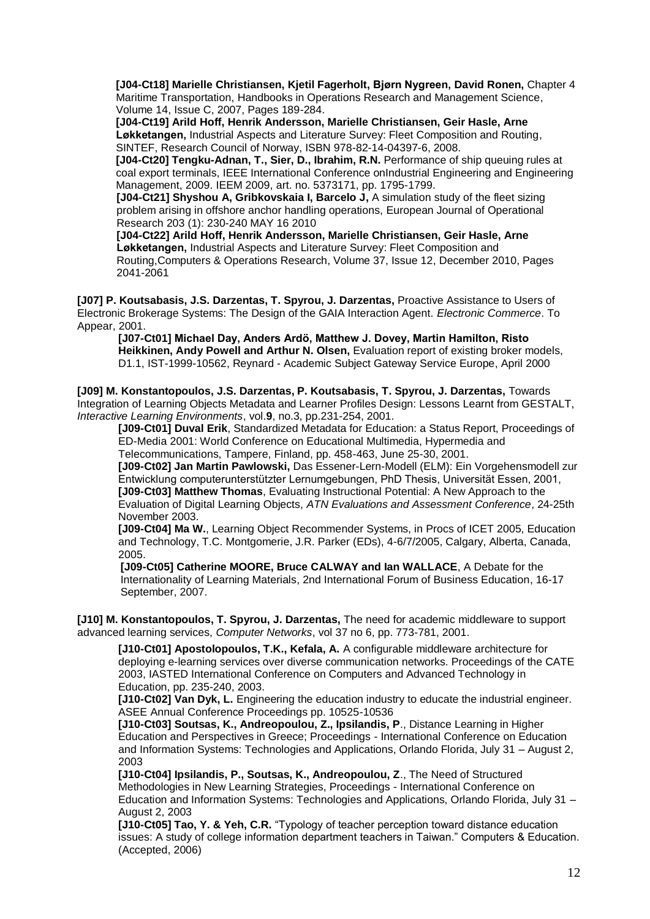**[J04-Ct18] Marielle Christiansen, Kjetil Fagerholt, Bjørn Nygreen, David Ronen,** Chapter 4 Maritime Transportation, Handbooks in Operations Research and Management Science, Volume 14, Issue C, 2007, Pages 189-284.

**[J04-Ct19] Arild Hoff, Henrik Andersson, Marielle Christiansen, Geir Hasle, Arne Løkketangen,** Industrial Aspects and Literature Survey: Fleet Composition and Routing, SINTEF, Research Council of Norway, ISBN 978-82-14-04397-6, 2008.

**[J04-Ct20] Tengku-Adnan, T., Sier, D., Ibrahim, R.N.** Performance of ship queuing rules at coal export terminals, IEEE International Conference onIndustrial Engineering and Engineering Management, 2009. IEEM 2009, art. no. 5373171, pp. 1795-1799.

**[J04-Ct21] Shyshou A, Gribkovskaia I, Barcelo J,** A simulation study of the fleet sizing problem arising in offshore anchor handling operations, European Journal of Operational Research 203 (1): 230-240 MAY 16 2010

**[J04-Ct22] Arild Hoff, Henrik Andersson, Marielle Christiansen, Geir Hasle, Arne Løkketangen,** Industrial Aspects and Literature Survey: Fleet Composition and Routing,Computers & Operations Research, Volume 37, Issue 12, December 2010, Pages 2041-2061

**[J07] P. Koutsabasis, J.S. Darzentas, T. Spyrou, J. Darzentas,** Proactive Assistance to Users of Electronic Brokerage Systems: The Design of the GAIA Interaction Agent. *Electronic Commerce*. To Appear, 2001.

**[J07-Ct01] Michael Day, Anders Ardö, Matthew J. Dovey, Martin Hamilton, Risto Heikkinen, Andy Powell and Arthur N. Olsen,** Evaluation report of existing broker models, D1.1, IST-1999-10562, Reynard - Academic Subject Gateway Service Europe, April 2000

**[J09] M. Konstantopoulos, J.S. Darzentas, P. Koutsabasis, T. Spyrou, J. Darzentas,** Towards Integration of Learning Objects Metadata and Learner Profiles Design: Lessons Learnt from GESTALT, *Interactive Learning Environments*, vol.**9**, no.3, pp.231-254, 2001.

**[J09-Ct01] Duval Erik**, Standardized Metadata for Education: a Status Report, Proceedings of ED-Media 2001: World Conference on Educational Multimedia, Hypermedia and Telecommunications, Tampere, Finland, pp. 458-463, June 25-30, 2001.

**[J09-Ct02] Jan Martin Pawlowski,** Das Essener-Lern-Modell (ELM): Ein Vorgehensmodell zur Entwicklung computerunterstützter Lernumgebungen, PhD Thesis, Universität Essen, 2001,

**[J09-Ct03] Matthew Thomas**, Evaluating Instructional Potential: A New Approach to the Evaluation of Digital Learning Objects, *ATN Evaluations and Assessment Conference*, 24-25th November 2003.

**[J09-Ct04] Ma W.**, Learning Object Recommender Systems, in Procs of ICET 2005, Education and Technology, T.C. Montgomerie, J.R. Parker (EDs), 4-6/7/2005, Calgary, Alberta, Canada, 2005.

**[J09-Ct05] Catherine MOORE, Bruce CALWAY and Ian WALLACE**, A Debate for the Internationality of Learning Materials, 2nd International Forum of Business Education, 16-17 September, 2007.

**[J10] M. Konstantopoulos, T. Spyrou, J. Darzentas,** The need for academic middleware to support advanced learning services, *Computer Networks*, vol 37 no 6, pp. 773-781, 2001.

**[J10-Ct01] Apostolopoulos, T.K., Kefala, A.** A configurable middleware architecture for deploying e-learning services over diverse communication networks. Proceedings of the CATE 2003, IASTED International Conference on Computers and Advanced Technology in Education, pp. 235-240, 2003.

**[J10-Ct02] Van Dyk, L.** Engineering the education industry to educate the industrial engineer. ASEE Annual Conference Proceedings pp. 10525-10536

**[J10-Ct03] Soutsas, K., Andreopoulou, Z., Ipsilandis, P**., Distance Learning in Higher Education and Perspectives in Greece; Proceedings - International Conference on Education and Information Systems: Technologies and Applications, Orlando Florida, July 31 – August 2, 2003

**[J10-Ct04] Ipsilandis, P., Soutsas, K., Andreopoulou, Z**., The Need of Structured Methodologies in New Learning Strategies, Proceedings - International Conference on Education and Information Systems: Technologies and Applications, Orlando Florida, July 31 – August 2, 2003

**[J10-Ct05] Tao, Y. & Yeh, C.R.** "Typology of teacher perception toward distance education issues: A study of college information department teachers in Taiwan." Computers & Education. (Accepted, 2006)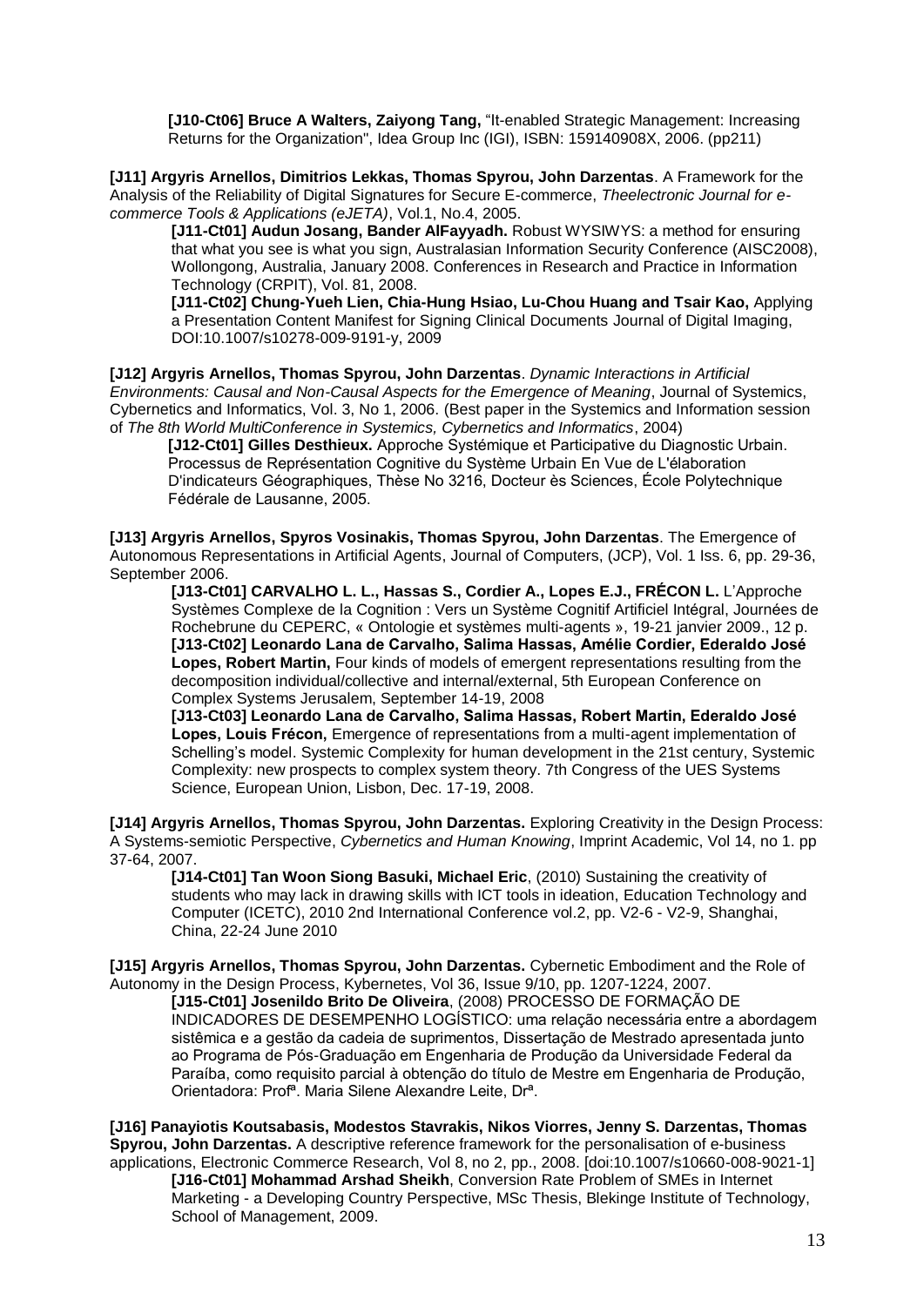**[J10-Ct06] Bruce A Walters, Zaiyong Tang,** "It-enabled Strategic Management: Increasing Returns for the Organization", Idea Group Inc (IGI), ISBN: 159140908X, 2006. (pp211)

**[J11] Argyris Arnellos, Dimitrios Lekkas, Thomas Spyrou, John Darzentas**. A Framework for the Analysis of the Reliability of Digital Signatures for Secure E-commerce, *Theelectronic Journal for e-commerce Tools & Applications (eJETA)*, Vol.1, No.4, 2005.

**[J11-Ct01] Audun Josang, Bander AlFayyadh.** Robust WYSIWYS: a method for ensuring that what you see is what you sign, Australasian Information Security Conference (AISC2008), Wollongong, Australia, January 2008. Conferences in Research and Practice in Information Technology (CRPIT), Vol. 81, 2008.

**[J11-Ct02] Chung-Yueh Lien, Chia-Hung Hsiao, Lu-Chou Huang and Tsair Kao,** Applying a Presentation Content Manifest for Signing Clinical Documents Journal of Digital Imaging, DOI:10.1007/s10278-009-9191-y, 2009

**[J12] Argyris Arnellos, Thomas Spyrou, John Darzentas**. *Dynamic Interactions in Artificial Environments: Causal and Non-Causal Aspects for the Emergence of Meaning*, Journal of Systemics, Cybernetics and Informatics, Vol. 3, No 1, 2006. (Best paper in the Systemics and Information session of *The 8th World MultiConference in Systemics, Cybernetics and Informatics*, 2004)

**[J12-Ct01] Gilles Desthieux.** Approche Systémique et Participative du Diagnostic Urbain. Processus de Représentation Cognitive du Système Urbain En Vue de L'élaboration D'indicateurs Géographiques, Thèse No 3216, Docteur ès Sciences, École Polytechnique Fédérale de Lausanne, 2005.

**[J13] Argyris Arnellos, Spyros Vosinakis, Thomas Spyrou, John Darzentas**. The Emergence of Autonomous Representations in Artificial Agents, Journal of Computers, (JCP), Vol. 1 Iss. 6, pp. 29-36, September 2006.

**[J13-Ct01] CARVALHO L. L., Hassas S., Cordier A., Lopes E.J., FRÉCON L.** L'Approche Systèmes Complexe de la Cognition : Vers un Système Cognitif Artificiel Intégral, Journées de Rochebrune du CEPERC, « Ontologie et systèmes multi-agents », 19-21 janvier 2009., 12 p.

**[J13-Ct02] Leonardo Lana de Carvalho, Salima Hassas, Amélie Cordier, Ederaldo José Lopes, Robert Martin,** Four kinds of models of emergent representations resulting from the decomposition individual/collective and internal/external, 5th European Conference on Complex Systems Jerusalem, September 14-19, 2008

**[J13-Ct03] Leonardo Lana de Carvalho, Salima Hassas, Robert Martin, Ederaldo José Lopes, Louis Frécon,** Emergence of representations from a multi-agent implementation of Schelling's model. Systemic Complexity for human development in the 21st century, Systemic Complexity: new prospects to complex system theory. 7th Congress of the UES Systems Science, European Union, Lisbon, Dec. 17-19, 2008.

**[J14] Argyris Arnellos, Thomas Spyrou, John Darzentas.** Exploring Creativity in the Design Process: A Systems-semiotic Perspective, *Cybernetics and Human Knowing*, Imprint Academic, Vol 14, no 1. pp 37-64, 2007.

**[J14-Ct01] Tan Woon Siong Basuki, Michael Eric**, (2010) Sustaining the creativity of students who may lack in drawing skills with ICT tools in ideation, Education Technology and Computer (ICETC), 2010 2nd International Conference vol.2, pp. V2-6 - V2-9, Shanghai, China, 22-24 June 2010

**[J15] Argyris Arnellos, Thomas Spyrou, John Darzentas.** Cybernetic Embodiment and the Role of Autonomy in the Design Process, Kybernetes, Vol 36, Issue 9/10, pp. 1207-1224, 2007.

**[J15-Ct01] Josenildo Brito De Oliveira**, (2008) PROCESSO DE FORMAÇÃO DE INDICADORES DE DESEMPENHO LOGÍSTICO: uma relação necessária entre a abordagem sistêmica e a gestão da cadeia de suprimentos, Dissertação de Mestrado apresentada junto ao Programa de Pós-Graduação em Engenharia de Produção da Universidade Federal da Paraíba, como requisito parcial à obtenção do título de Mestre em Engenharia de Produção, Orientadora: Profª. Maria Silene Alexandre Leite, Drª.

**[J16] Panayiotis Koutsabasis, Modestos Stavrakis, Nikos Viorres, Jenny S. Darzentas, Thomas Spyrou, John Darzentas.** A descriptive reference framework for the personalisation of e-business applications, Electronic Commerce Research, Vol 8, no 2, pp., 2008. [doi:10.1007/s10660-008-9021-1]

**[J16-Ct01] Mohammad Arshad Sheikh**, Conversion Rate Problem of SMEs in Internet Marketing - a Developing Country Perspective, MSc Thesis, Blekinge Institute of Technology, School of Management, 2009.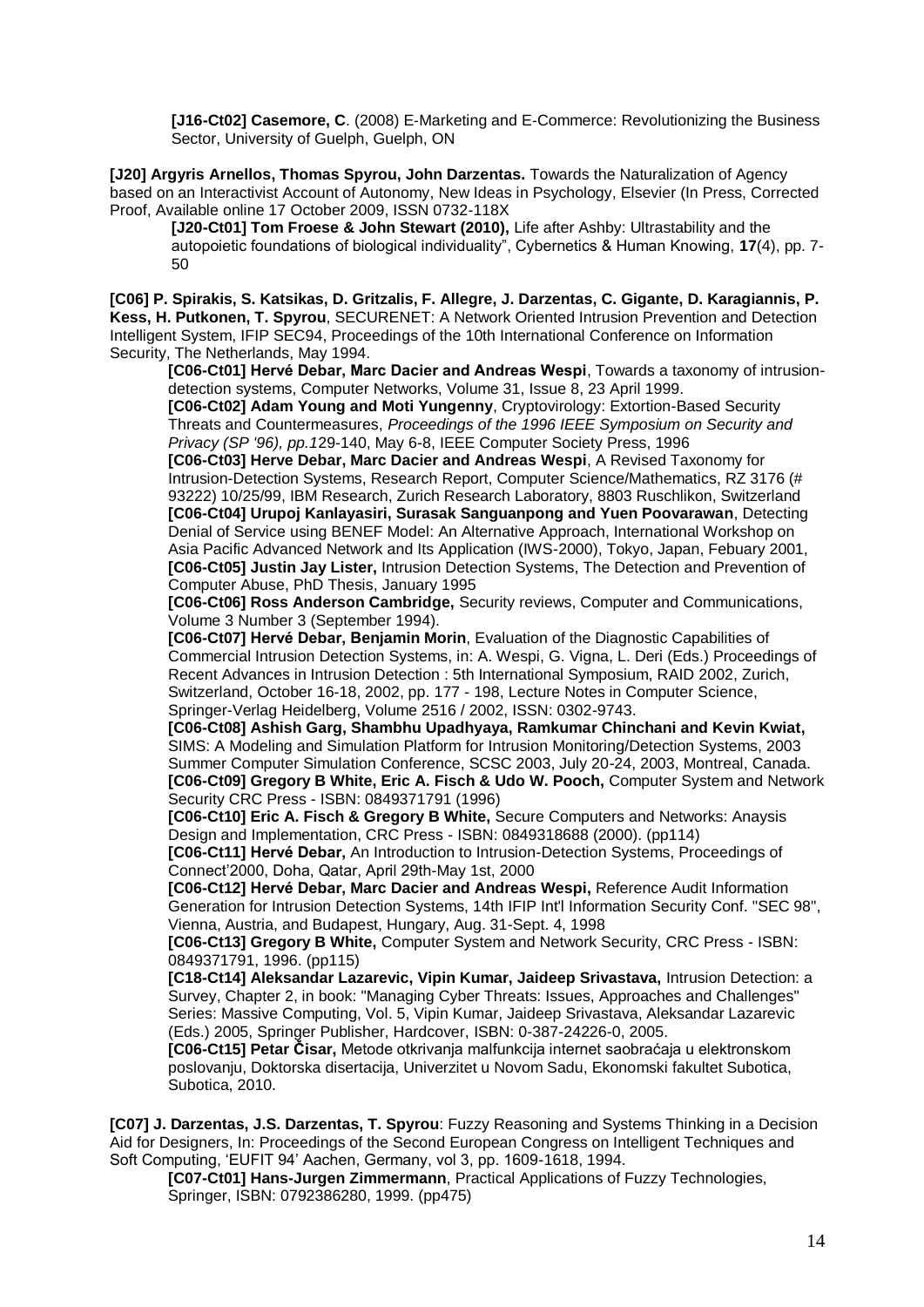**[J16-Ct02] Casemore, C**. (2008) E-Marketing and E-Commerce: Revolutionizing the Business Sector, University of Guelph, Guelph, ON

**[J20] Argyris Arnellos, Thomas Spyrou, John Darzentas.** Towards the Naturalization of Agency based on an Interactivist Account of Autonomy, New Ideas in Psychology, Elsevier (In Press, Corrected Proof, Available online 17 October 2009, ISSN 0732-118X

**[J20-Ct01] Tom Froese & John Stewart (2010),** Life after Ashby: Ultrastability and the autopoietic foundations of biological individuality", Cybernetics & Human Knowing, **17**(4), pp. 7-50

**[C06] P. Spirakis, S. Katsikas, D. Gritzalis, F. Allegre, J. Darzentas, C. Gigante, D. Karagiannis, P. Kess, H. Putkonen, T. Spyrou**, SECURENET: A Network Oriented Intrusion Prevention and Detection Intelligent System, IFIP SEC94, Proceedings of the 10th International Conference on Information Security, The Netherlands, May 1994.

**[C06-Ct01] Hervé Debar, Marc Dacier and Andreas Wespi**, Towards a taxonomy of intrusion-detection systems, Computer Networks, Volume 31, Issue 8, 23 April 1999.

**[C06-Ct02] Adam Young and Moti Yungenny**, Cryptovirology: Extortion-Based Security Threats and Countermeasures, *Proceedings of the 1996 IEEE Symposium on Security and Privacy (SP '96), pp.1*29-140, May 6-8, IEEE Computer Society Press, 1996

**[C06-Ct03] Herve Debar, Marc Dacier and Andreas Wespi**, A Revised Taxonomy for Intrusion-Detection Systems, Research Report, Computer Science/Mathematics, RZ 3176 (# 93222) 10/25/99, IBM Research, Zurich Research Laboratory, 8803 Ruschlikon, Switzerland

**[C06-Ct04] Urupoj Kanlayasiri, Surasak Sanguanpong and Yuen Poovarawan**, Detecting Denial of Service using BENEF Model: An Alternative Approach, International Workshop on Asia Pacific Advanced Network and Its Application (IWS-2000), Tokyo, Japan, Febuary 2001,

**[C06-Ct05] Justin Jay Lister,** Intrusion Detection Systems, The Detection and Prevention of Computer Abuse, PhD Thesis, January 1995

**[C06-Ct06] Ross Anderson Cambridge,** Security reviews, Computer and Communications, Volume 3 Number 3 (September 1994).

**[C06-Ct07] Hervé Debar, Benjamin Morin**, Evaluation of the Diagnostic Capabilities of Commercial Intrusion Detection Systems, in: A. Wespi, G. Vigna, L. Deri (Eds.) Proceedings of Recent Advances in Intrusion Detection : 5th International Symposium, RAID 2002, Zurich, Switzerland, October 16-18, 2002, pp. 177 - 198, Lecture Notes in Computer Science, Springer-Verlag Heidelberg, Volume 2516 / 2002, ISSN: 0302-9743.

**[C06-Ct08] Ashish Garg, Shambhu Upadhyaya, Ramkumar Chinchani and Kevin Kwiat,** SIMS: A Modeling and Simulation Platform for Intrusion Monitoring/Detection Systems, 2003 Summer Computer Simulation Conference, SCSC 2003, July 20-24, 2003, Montreal, Canada.

**[C06-Ct09] Gregory B White, Eric A. Fisch & Udo W. Pooch,** Computer System and Network Security CRC Press - ISBN: 0849371791 (1996)

**[C06-Ct10] Eric A. Fisch & Gregory B White,** Secure Computers and Networks: Anaysis Design and Implementation, CRC Press - ISBN: 0849318688 (2000). (pp114)

**[C06-Ct11] Hervé Debar,** An Introduction to Intrusion-Detection Systems, Proceedings of Connect'2000, Doha, Qatar, April 29th-May 1st, 2000

**[C06-Ct12] Hervé Debar, Marc Dacier and Andreas Wespi,** Reference Audit Information Generation for Intrusion Detection Systems, 14th IFIP Int'l Information Security Conf. "SEC 98", Vienna, Austria, and Budapest, Hungary, Aug. 31-Sept. 4, 1998

**[C06-Ct13] Gregory B White,** Computer System and Network Security, CRC Press - ISBN: 0849371791, 1996. (pp115)

**[C18-Ct14] Aleksandar Lazarevic, Vipin Kumar, Jaideep Srivastava,** Intrusion Detection: a Survey, Chapter 2, in book: "Managing Cyber Threats: Issues, Approaches and Challenges" Series: Massive Computing, Vol. 5, Vipin Kumar, Jaideep Srivastava, Aleksandar Lazarevic (Eds.) 2005, Springer Publisher, Hardcover, ISBN: 0-387-24226-0, 2005.

**[C06-Ct15] Petar Čisar,** Metode otkrivanja malfunkcija internet saobraćaja u elektronskom poslovanju, Doktorska disertacija, Univerzitet u Novom Sadu, Ekonomski fakultet Subotica, Subotica, 2010.

**[C07] J. Darzentas, J.S. Darzentas, T. Spyrou**: Fuzzy Reasoning and Systems Thinking in a Decision Aid for Designers, In: Proceedings of the Second European Congress on Intelligent Techniques and Soft Computing, 'EUFIT 94' Aachen, Germany, vol 3, pp. 1609-1618, 1994.

**[C07-Ct01] Hans-Jurgen Zimmermann**, Practical Applications of Fuzzy Technologies, Springer, ISBN: 0792386280, 1999. (pp475)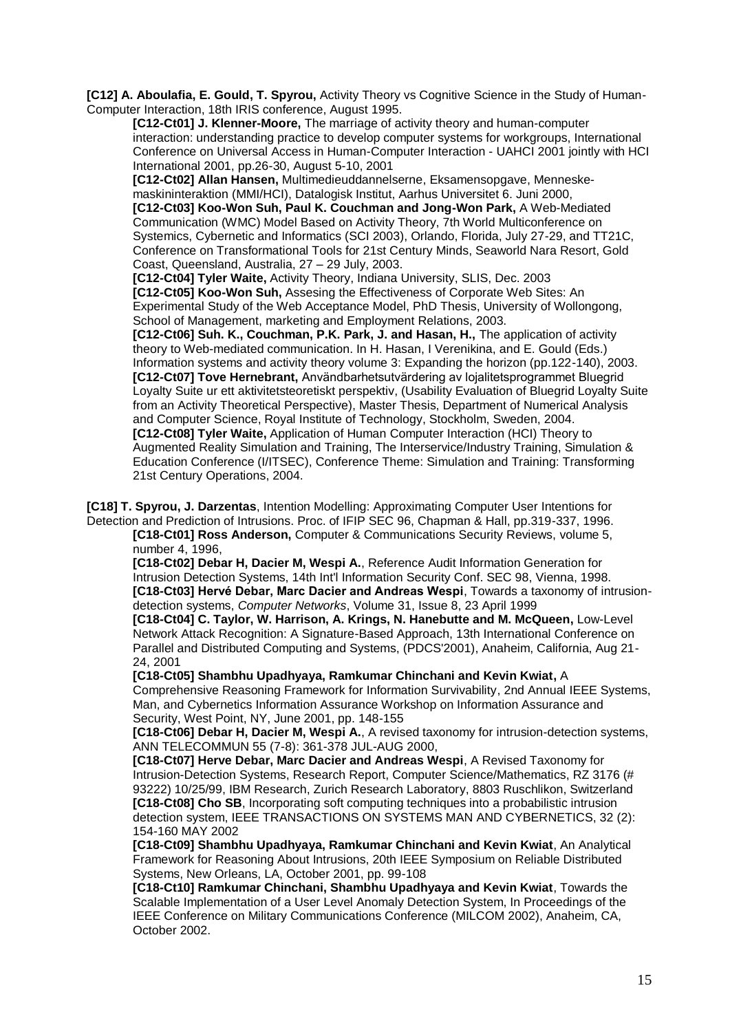**[C12] A. Aboulafia, E. Gould, T. Spyrou,** Activity Theory vs Cognitive Science in the Study of Human-Computer Interaction, 18th IRIS conference, August 1995.

> **[C12-Ct01] J. Klenner-Moore,** The marriage of activity theory and human-computer interaction: understanding practice to develop computer systems for workgroups, International Conference on Universal Access in Human-Computer Interaction - UAHCI 2001 jointly with HCI International 2001, pp.26-30, August 5-10, 2001
>
> **[C12-Ct02] Allan Hansen,** Multimedieuddannelserne, Eksamensopgave, Menneske-maskininteraktion (MMI/HCI), Datalogisk Institut, Aarhus Universitet 6. Juni 2000,
>
> **[C12-Ct03] Koo-Won Suh, Paul K. Couchman and Jong-Won Park,** A Web-Mediated Communication (WMC) Model Based on Activity Theory, 7th World Multiconference on Systemics, Cybernetic and Informatics (SCI 2003), Orlando, Florida, July 27-29, and TT21C, Conference on Transformational Tools for 21st Century Minds, Seaworld Nara Resort, Gold Coast, Queensland, Australia, 27 – 29 July, 2003.
>
> **[C12-Ct04] Tyler Waite,** Activity Theory, Indiana University, SLIS, Dec. 2003
>
> **[C12-Ct05] Koo-Won Suh,** Assesing the Effectiveness of Corporate Web Sites: An Experimental Study of the Web Acceptance Model, PhD Thesis, University of Wollongong, School of Management, marketing and Employment Relations, 2003.
>
> **[C12-Ct06] Suh. K., Couchman, P.K. Park, J. and Hasan, H.,** The application of activity theory to Web-mediated communication. In H. Hasan, I Verenikina, and E. Gould (Eds.) Information systems and activity theory volume 3: Expanding the horizon (pp.122-140), 2003.
>
> **[C12-Ct07] Tove Hernebrant,** Användbarhetsutvärdering av lojalitetsprogrammet Bluegrid Loyalty Suite ur ett aktivitetsteoretiskt perspektiv, (Usability Evaluation of Bluegrid Loyalty Suite from an Activity Theoretical Perspective), Master Thesis, Department of Numerical Analysis and Computer Science, Royal Institute of Technology, Stockholm, Sweden, 2004.
>
> **[C12-Ct08] Tyler Waite,** Application of Human Computer Interaction (HCI) Theory to Augmented Reality Simulation and Training, The Interservice/Industry Training, Simulation & Education Conference (I/ITSEC), Conference Theme: Simulation and Training: Transforming 21st Century Operations, 2004.

**[C18] T. Spyrou, J. Darzentas**, Intention Modelling: Approximating Computer User Intentions for Detection and Prediction of Intrusions. Proc. of IFIP SEC 96, Chapman & Hall, pp.319-337, 1996.

> **[C18-Ct01] Ross Anderson,** Computer & Communications Security Reviews, volume 5, number 4, 1996,
>
> **[C18-Ct02] Debar H, Dacier M, Wespi A.**, Reference Audit Information Generation for Intrusion Detection Systems, 14th Int'l Information Security Conf. SEC 98, Vienna, 1998.
>
> **[C18-Ct03] Hervé Debar, Marc Dacier and Andreas Wespi**, Towards a taxonomy of intrusion-detection systems, *Computer Networks*, Volume 31, Issue 8, 23 April 1999
>
> **[C18-Ct04] C. Taylor, W. Harrison, A. Krings, N. Hanebutte and M. McQueen,** Low-Level Network Attack Recognition: A Signature-Based Approach, 13th International Conference on Parallel and Distributed Computing and Systems, (PDCS'2001), Anaheim, California, Aug 21-24, 2001
>
> **[C18-Ct05] Shambhu Upadhyaya, Ramkumar Chinchani and Kevin Kwiat,** A Comprehensive Reasoning Framework for Information Survivability, 2nd Annual IEEE Systems, Man, and Cybernetics Information Assurance Workshop on Information Assurance and Security, West Point, NY, June 2001, pp. 148-155
>
> **[C18-Ct06] Debar H, Dacier M, Wespi A.**, A revised taxonomy for intrusion-detection systems, ANN TELECOMMUN 55 (7-8): 361-378 JUL-AUG 2000,
>
> **[C18-Ct07] Herve Debar, Marc Dacier and Andreas Wespi**, A Revised Taxonomy for Intrusion-Detection Systems, Research Report, Computer Science/Mathematics, RZ 3176 (# 93222) 10/25/99, IBM Research, Zurich Research Laboratory, 8803 Ruschlikon, Switzerland
>
> **[C18-Ct08] Cho SB**, Incorporating soft computing techniques into a probabilistic intrusion detection system, IEEE TRANSACTIONS ON SYSTEMS MAN AND CYBERNETICS, 32 (2): 154-160 MAY 2002
>
> **[C18-Ct09] Shambhu Upadhyaya, Ramkumar Chinchani and Kevin Kwiat**, An Analytical Framework for Reasoning About Intrusions, 20th IEEE Symposium on Reliable Distributed Systems, New Orleans, LA, October 2001, pp. 99-108
>
> **[C18-Ct10] Ramkumar Chinchani, Shambhu Upadhyaya and Kevin Kwiat**, Towards the Scalable Implementation of a User Level Anomaly Detection System, In Proceedings of the IEEE Conference on Military Communications Conference (MILCOM 2002), Anaheim, CA, October 2002.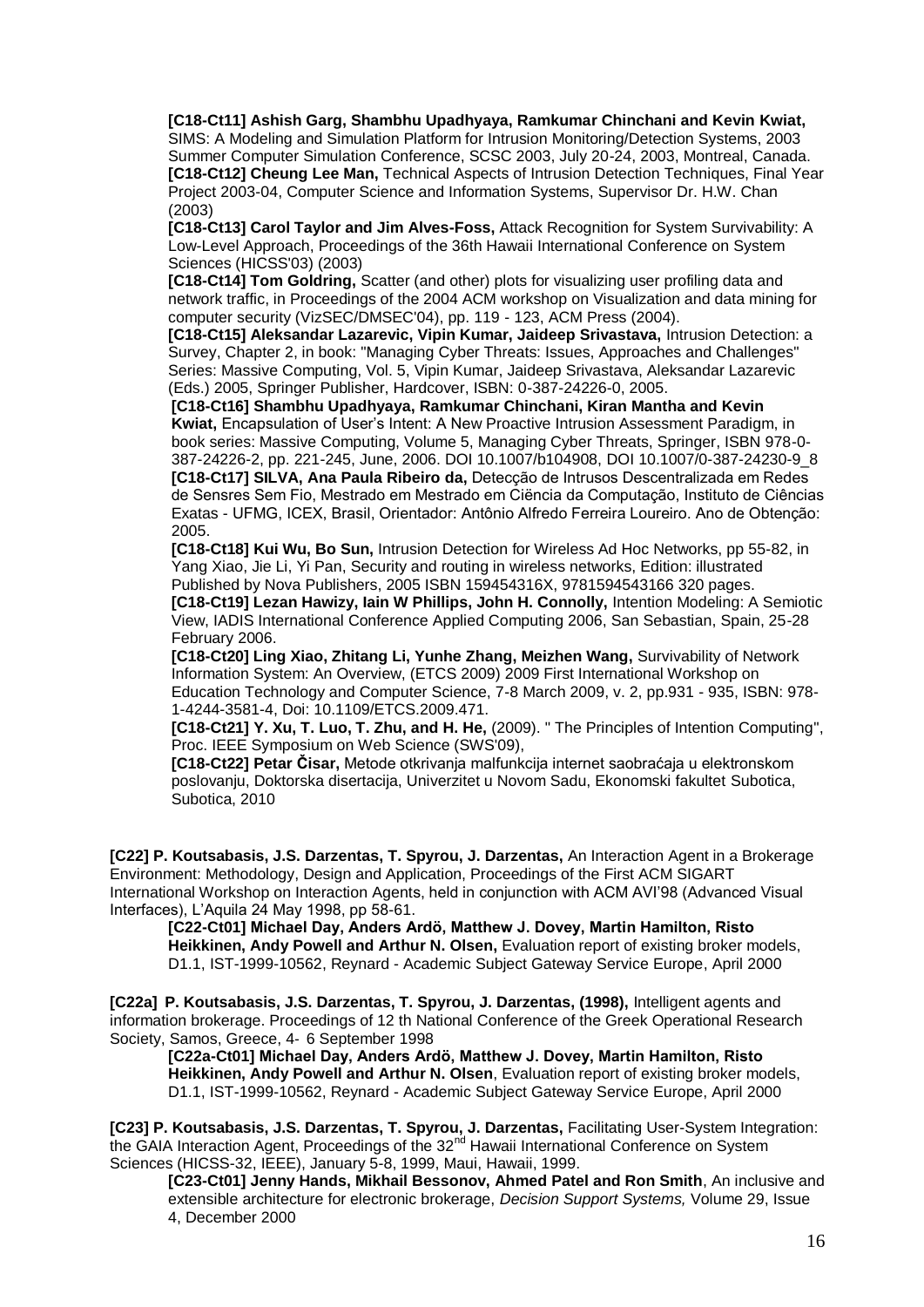**[C18-Ct11] Ashish Garg, Shambhu Upadhyaya, Ramkumar Chinchani and Kevin Kwiat,** SIMS: A Modeling and Simulation Platform for Intrusion Monitoring/Detection Systems, 2003 Summer Computer Simulation Conference, SCSC 2003, July 20-24, 2003, Montreal, Canada.

**[C18-Ct12] Cheung Lee Man,** Technical Aspects of Intrusion Detection Techniques, Final Year Project 2003-04, Computer Science and Information Systems, Supervisor Dr. H.W. Chan (2003)

**[C18-Ct13] Carol Taylor and Jim Alves-Foss,** Attack Recognition for System Survivability: A Low-Level Approach, Proceedings of the 36th Hawaii International Conference on System Sciences (HICSS'03) (2003)

**[C18-Ct14] Tom Goldring,** Scatter (and other) plots for visualizing user profiling data and network traffic, in Proceedings of the 2004 ACM workshop on Visualization and data mining for computer security (VizSEC/DMSEC'04), pp. 119 - 123, ACM Press (2004).

**[C18-Ct15] Aleksandar Lazarevic, Vipin Kumar, Jaideep Srivastava,** Intrusion Detection: a Survey, Chapter 2, in book: "Managing Cyber Threats: Issues, Approaches and Challenges" Series: Massive Computing, Vol. 5, Vipin Kumar, Jaideep Srivastava, Aleksandar Lazarevic (Eds.) 2005, Springer Publisher, Hardcover, ISBN: 0-387-24226-0, 2005.

**[C18-Ct16] Shambhu Upadhyaya, Ramkumar Chinchani, Kiran Mantha and Kevin Kwiat,** Encapsulation of User's Intent: A New Proactive Intrusion Assessment Paradigm, in book series: Massive Computing, Volume 5, Managing Cyber Threats, Springer, ISBN 978-0-387-24226-2, pp. 221-245, June, 2006. DOI 10.1007/b104908, DOI 10.1007/0-387-24230-9_8

**[C18-Ct17] SILVA, Ana Paula Ribeiro da,** Detecção de Intrusos Descentralizada em Redes de Sensres Sem Fio, Mestrado em Mestrado em Ciëncia da Computação, Instituto de Ciências Exatas - UFMG, ICEX, Brasil, Orientador: Antônio Alfredo Ferreira Loureiro. Ano de Obtenção: 2005.

**[C18-Ct18] Kui Wu, Bo Sun,** Intrusion Detection for Wireless Ad Hoc Networks, pp 55-82, in Yang Xiao, Jie Li, Yi Pan, Security and routing in wireless networks, Edition: illustrated Published by Nova Publishers, 2005 ISBN 159454316X, 9781594543166 320 pages.

**[C18-Ct19] Lezan Hawizy, Iain W Phillips, John H. Connolly,** Intention Modeling: A Semiotic View, IADIS International Conference Applied Computing 2006, San Sebastian, Spain, 25-28 February 2006.

**[C18-Ct20] Ling Xiao, Zhitang Li, Yunhe Zhang, Meizhen Wang,** Survivability of Network Information System: An Overview, (ETCS 2009) 2009 First International Workshop on Education Technology and Computer Science, 7-8 March 2009, v. 2, pp.931 - 935, ISBN: 978-1-4244-3581-4, Doi: 10.1109/ETCS.2009.471.

**[C18-Ct21] Y. Xu, T. Luo, T. Zhu, and H. He,** (2009). " The Principles of Intention Computing", Proc. IEEE Symposium on Web Science (SWS'09),

**[C18-Ct22] Petar Čisar,** Metode otkrivanja malfunkcija internet saobraćaja u elektronskom poslovanju, Doktorska disertacija, Univerzitet u Novom Sadu, Ekonomski fakultet Subotica, Subotica, 2010

**[C22] P. Koutsabasis, J.S. Darzentas, T. Spyrou, J. Darzentas,** An Interaction Agent in a Brokerage Environment: Methodology, Design and Application, Proceedings of the First ACM SIGART International Workshop on Interaction Agents, held in conjunction with ACM AVI'98 (Advanced Visual Interfaces), L'Aquila 24 May 1998, pp 58-61.

**[C22-Ct01] Michael Day, Anders Ardö, Matthew J. Dovey, Martin Hamilton, Risto Heikkinen, Andy Powell and Arthur N. Olsen,** Evaluation report of existing broker models, D1.1, IST-1999-10562, Reynard - Academic Subject Gateway Service Europe, April 2000

**[C22a] P. Koutsabasis, J.S. Darzentas, T. Spyrou, J. Darzentas, (1998),** Intelligent agents and information brokerage. Proceedings of 12 th National Conference of the Greek Operational Research Society, Samos, Greece, 4- 6 September 1998

**[C22a-Ct01] Michael Day, Anders Ardö, Matthew J. Dovey, Martin Hamilton, Risto Heikkinen, Andy Powell and Arthur N. Olsen**, Evaluation report of existing broker models, D1.1, IST-1999-10562, Reynard - Academic Subject Gateway Service Europe, April 2000

**[C23] P. Koutsabasis, J.S. Darzentas, T. Spyrou, J. Darzentas,** Facilitating User-System Integration: the GAIA Interaction Agent, Proceedings of the 32nd Hawaii International Conference on System Sciences (HICSS-32, IEEE), January 5-8, 1999, Maui, Hawaii, 1999.

**[C23-Ct01] Jenny Hands, Mikhail Bessonov, Ahmed Patel and Ron Smith**, An inclusive and extensible architecture for electronic brokerage, *Decision Support Systems,* Volume 29, Issue 4, December 2000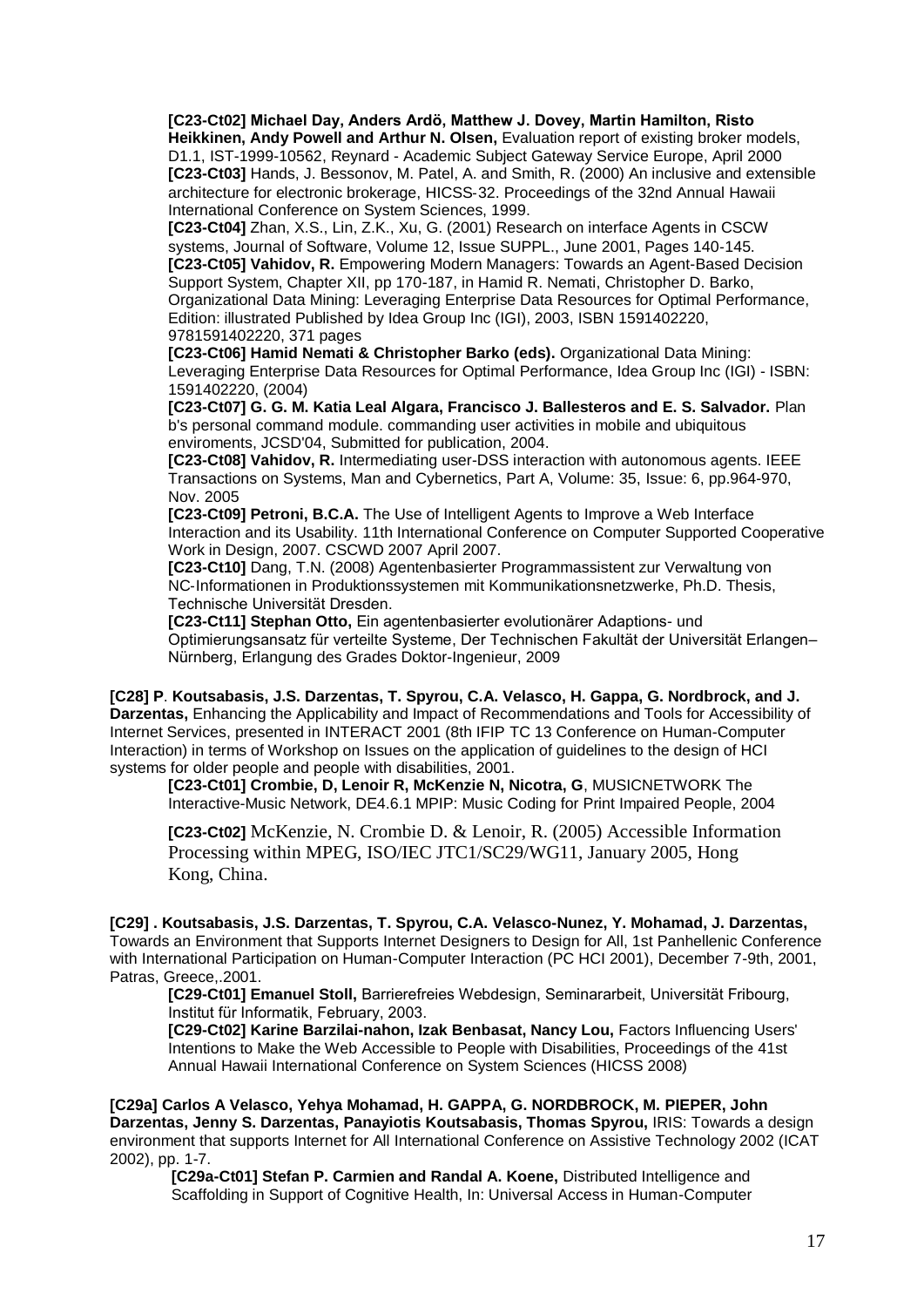**[C23-Ct02] Michael Day, Anders Ardö, Matthew J. Dovey, Martin Hamilton, Risto Heikkinen, Andy Powell and Arthur N. Olsen,** Evaluation report of existing broker models, D1.1, IST-1999-10562, Reynard - Academic Subject Gateway Service Europe, April 2000

**[C23-Ct03]** Hands, J. Bessonov, M. Patel, A. and Smith, R. (2000) An inclusive and extensible architecture for electronic brokerage, HICSS-32. Proceedings of the 32nd Annual Hawaii International Conference on System Sciences, 1999.

**[C23-Ct04]** Zhan, X.S., Lin, Z.K., Xu, G. (2001) Research on interface Agents in CSCW systems, Journal of Software, Volume 12, Issue SUPPL., June 2001, Pages 140-145.

**[C23-Ct05] Vahidov, R.** Empowering Modern Managers: Towards an Agent-Based Decision Support System, Chapter XII, pp 170-187, in Hamid R. Nemati, Christopher D. Barko, Organizational Data Mining: Leveraging Enterprise Data Resources for Optimal Performance, Edition: illustrated Published by Idea Group Inc (IGI), 2003, ISBN 1591402220, 9781591402220, 371 pages

**[C23-Ct06] Hamid Nemati & Christopher Barko (eds).** Organizational Data Mining: Leveraging Enterprise Data Resources for Optimal Performance, Idea Group Inc (IGI) - ISBN: 1591402220, (2004)

**[C23-Ct07] G. G. M. Katia Leal Algara, Francisco J. Ballesteros and E. S. Salvador.** Plan b's personal command module. commanding user activities in mobile and ubiquitous enviroments, JCSD'04, Submitted for publication, 2004.

**[C23-Ct08] Vahidov, R.** Intermediating user-DSS interaction with autonomous agents. IEEE Transactions on Systems, Man and Cybernetics, Part A, Volume: 35, Issue: 6, pp.964-970, Nov. 2005

**[C23-Ct09] Petroni, B.C.A.** The Use of Intelligent Agents to Improve a Web Interface Interaction and its Usability. 11th International Conference on Computer Supported Cooperative Work in Design, 2007. CSCWD 2007 April 2007.

**[C23-Ct10]** Dang, T.N. (2008) Agentenbasierter Programmassistent zur Verwaltung von NC-Informationen in Produktionssystemen mit Kommunikationsnetzwerke, Ph.D. Thesis, Technische Universität Dresden.

**[C23-Ct11] Stephan Otto,** Ein agentenbasierter evolutionärer Adaptions- und Optimierungsansatz für verteilte Systeme, Der Technischen Fakultät der Universität Erlangen–Nürnberg, Erlangung des Grades Doktor-Ingenieur, 2009

**[C28] P**. **Koutsabasis, J.S. Darzentas, T. Spyrou, C.A. Velasco, H. Gappa, G. Nordbrock, and J. Darzentas,** Enhancing the Applicability and Impact of Recommendations and Tools for Accessibility of Internet Services, presented in INTERACT 2001 (8th IFIP TC 13 Conference on Human-Computer Interaction) in terms of Workshop on Issues on the application of guidelines to the design of HCI systems for older people and people with disabilities, 2001.

**[C23-Ct01] Crombie, D, Lenoir R, McKenzie N, Nicotra, G**, MUSICNETWORK The Interactive-Music Network, DE4.6.1 MPIP: Music Coding for Print Impaired People, 2004

**[C23-Ct02]** McKenzie, N. Crombie D. & Lenoir, R. (2005) Accessible Information Processing within MPEG, ISO/IEC JTC1/SC29/WG11, January 2005, Hong Kong, China.

**[C29] . Koutsabasis, J.S. Darzentas, T. Spyrou, C.A. Velasco-Nunez, Y. Mohamad, J. Darzentas,** Towards an Environment that Supports Internet Designers to Design for All, 1st Panhellenic Conference with International Participation on Human-Computer Interaction (PC HCI 2001), December 7-9th, 2001, Patras, Greece,.2001.

**[C29-Ct01] Emanuel Stoll,** Barrierefreies Webdesign, Seminararbeit, Universität Fribourg, Institut für Informatik, February, 2003.

**[C29-Ct02] Karine Barzilai-nahon, Izak Benbasat, Nancy Lou,** Factors Influencing Users' Intentions to Make the Web Accessible to People with Disabilities, Proceedings of the 41st Annual Hawaii International Conference on System Sciences (HICSS 2008)

**[C29a] Carlos A Velasco, Yehya Mohamad, H. GAPPA, G. NORDBROCK, M. PIEPER, John Darzentas, Jenny S. Darzentas, Panayiotis Koutsabasis, Thomas Spyrou,** IRIS: Towards a design environment that supports Internet for All International Conference on Assistive Technology 2002 (ICAT 2002), pp. 1-7.

**[C29a-Ct01] Stefan P. Carmien and Randal A. Koene,** Distributed Intelligence and Scaffolding in Support of Cognitive Health, In: Universal Access in Human-Computer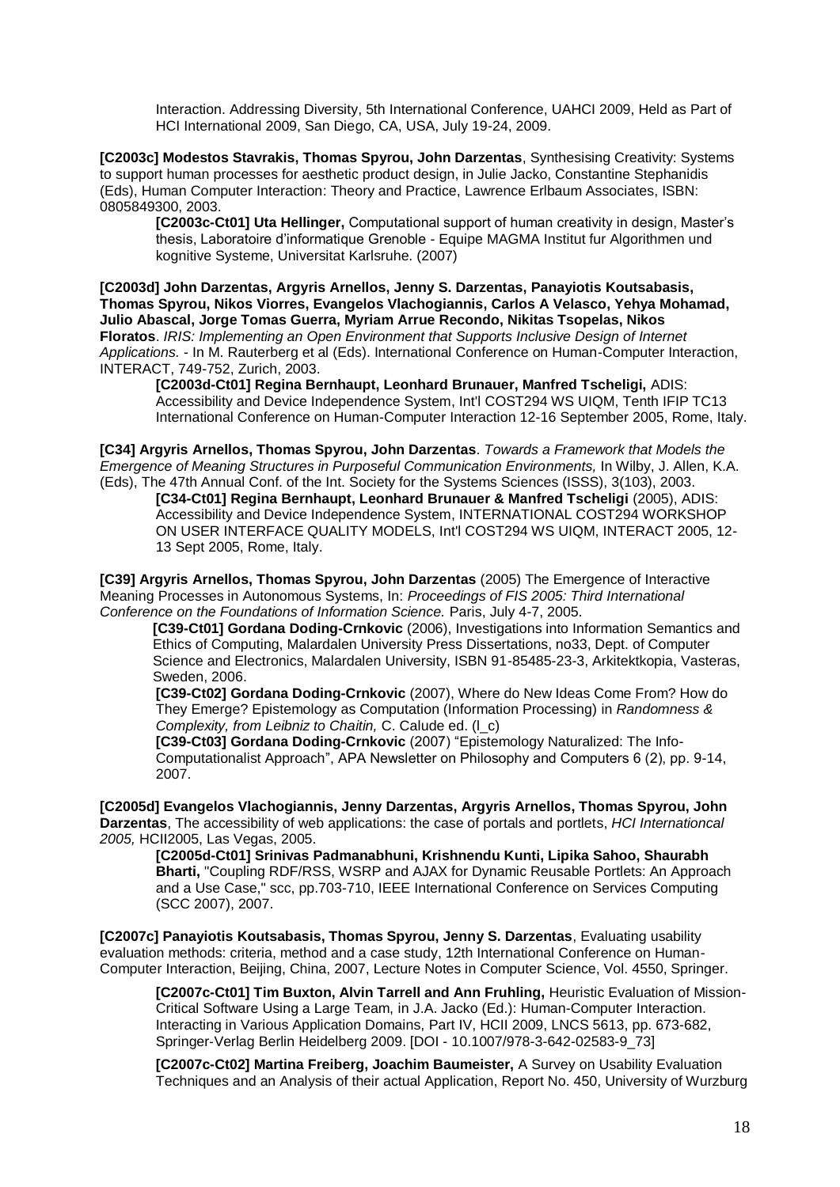Interaction. Addressing Diversity, 5th International Conference, UAHCI 2009, Held as Part of HCI International 2009, San Diego, CA, USA, July 19-24, 2009.

**[C2003c] Modestos Stavrakis, Thomas Spyrou, John Darzentas**, Synthesising Creativity: Systems to support human processes for aesthetic product design, in Julie Jacko, Constantine Stephanidis (Eds), Human Computer Interaction: Theory and Practice, Lawrence Erlbaum Associates, ISBN: 0805849300, 2003.

> **[C2003c-Ct01] Uta Hellinger,** Computational support of human creativity in design, Master's thesis, Laboratoire d'informatique Grenoble - Equipe MAGMA Institut fur Algorithmen und kognitive Systeme, Universitat Karlsruhe. (2007)

**[C2003d] John Darzentas, Argyris Arnellos, Jenny S. Darzentas, Panayiotis Koutsabasis, Thomas Spyrou, Nikos Viorres, Evangelos Vlachogiannis, Carlos A Velasco, Yehya Mohamad, Julio Abascal, Jorge Tomas Guerra, Myriam Arrue Recondo, Nikitas Tsopelas, Nikos Floratos**. *IRIS: Implementing an Open Environment that Supports Inclusive Design of Internet Applications.* - In M. Rauterberg et al (Eds). International Conference on Human-Computer Interaction, INTERACT, 749-752, Zurich, 2003.

> **[C2003d-Ct01] Regina Bernhaupt, Leonhard Brunauer, Manfred Tscheligi,** ADIS: Accessibility and Device Independence System, Int'l COST294 WS UIQM, Tenth IFIP TC13 International Conference on Human-Computer Interaction 12-16 September 2005, Rome, Italy.

**[C34] Argyris Arnellos, Thomas Spyrou, John Darzentas**. *Towards a Framework that Models the Emergence of Meaning Structures in Purposeful Communication Environments,* In Wilby, J. Allen, K.A. (Eds), The 47th Annual Conf. of the Int. Society for the Systems Sciences (ISSS), 3(103), 2003.

> **[C34-Ct01] Regina Bernhaupt, Leonhard Brunauer & Manfred Tscheligi** (2005), ADIS: Accessibility and Device Independence System, INTERNATIONAL COST294 WORKSHOP ON USER INTERFACE QUALITY MODELS, Int'l COST294 WS UIQM, INTERACT 2005, 12-13 Sept 2005, Rome, Italy.

**[C39] Argyris Arnellos, Thomas Spyrou, John Darzentas** (2005) The Emergence of Interactive Meaning Processes in Autonomous Systems, In: *Proceedings of FIS 2005: Third International Conference on the Foundations of Information Science.* Paris, July 4-7, 2005.

> **[C39-Ct01] Gordana Doding-Crnkovic** (2006), Investigations into Information Semantics and Ethics of Computing, Malardalen University Press Dissertations, no33, Dept. of Computer Science and Electronics, Malardalen University, ISBN 91-85485-23-3, Arkitektkopia, Vasteras, Sweden, 2006.
>
> **[C39-Ct02] Gordana Doding-Crnkovic** (2007), Where do New Ideas Come From? How do They Emerge? Epistemology as Computation (Information Processing) in *Randomness & Complexity, from Leibniz to Chaitin,* C. Calude ed. (I_c)
>
> **[C39-Ct03] Gordana Doding-Crnkovic** (2007) "Epistemology Naturalized: The Info-Computationalist Approach", APA Newsletter on Philosophy and Computers 6 (2), pp. 9-14, 2007.

**[C2005d] Evangelos Vlachogiannis, Jenny Darzentas, Argyris Arnellos, Thomas Spyrou, John Darzentas**, The accessibility of web applications: the case of portals and portlets, *HCI Internationcal 2005,* HCII2005, Las Vegas, 2005.

> **[C2005d-Ct01] Srinivas Padmanabhuni, Krishnendu Kunti, Lipika Sahoo, Shaurabh Bharti,** "Coupling RDF/RSS, WSRP and AJAX for Dynamic Reusable Portlets: An Approach and a Use Case," scc, pp.703-710, IEEE International Conference on Services Computing (SCC 2007), 2007.

**[C2007c] Panayiotis Koutsabasis, Thomas Spyrou, Jenny S. Darzentas**, Evaluating usability evaluation methods: criteria, method and a case study, 12th International Conference on Human-Computer Interaction, Beijing, China, 2007, Lecture Notes in Computer Science, Vol. 4550, Springer.

> **[C2007c-Ct01] Tim Buxton, Alvin Tarrell and Ann Fruhling,** Heuristic Evaluation of Mission-Critical Software Using a Large Team, in J.A. Jacko (Ed.): Human-Computer Interaction. Interacting in Various Application Domains, Part IV, HCII 2009, LNCS 5613, pp. 673-682, Springer-Verlag Berlin Heidelberg 2009. [DOI - 10.1007/978-3-642-02583-9_73]
>
> **[C2007c-Ct02] Martina Freiberg, Joachim Baumeister,** A Survey on Usability Evaluation Techniques and an Analysis of their actual Application, Report No. 450, University of Wurzburg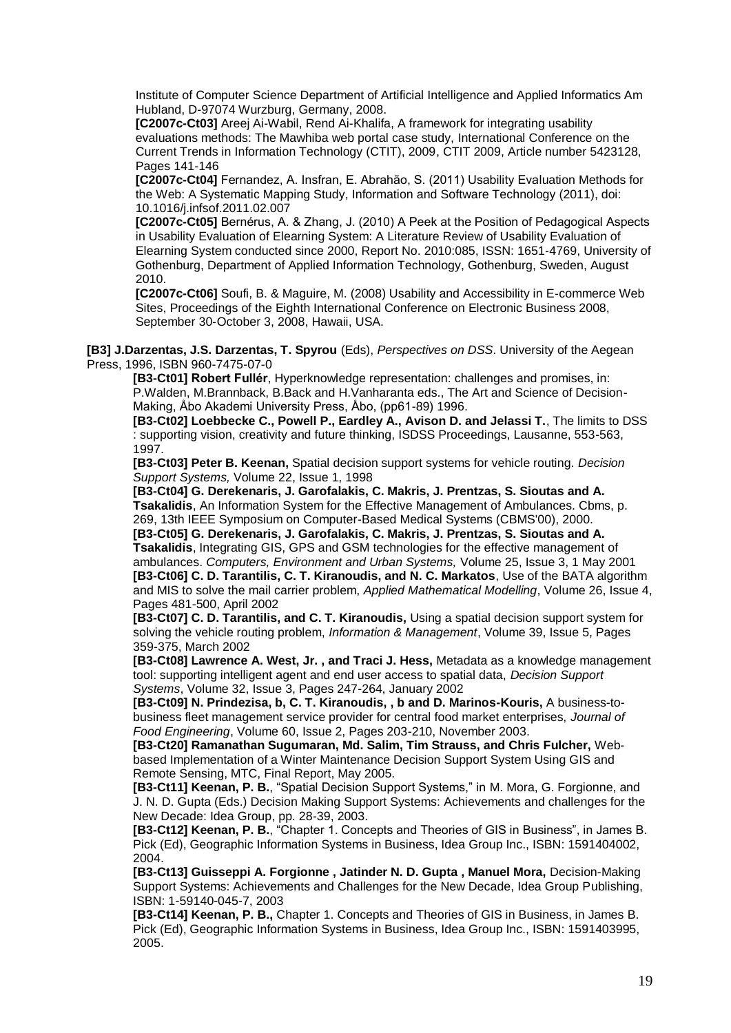Institute of Computer Science Department of Artificial Intelligence and Applied Informatics Am Hubland, D-97074 Wurzburg, Germany, 2008.

**[C2007c-Ct03]** Areej Ai-Wabil, Rend Ai-Khalifa, A framework for integrating usability evaluations methods: The Mawhiba web portal case study, International Conference on the Current Trends in Information Technology (CTIT), 2009, CTIT 2009, Article number 5423128, Pages 141-146

**[C2007c-Ct04]** Fernandez, A. Insfran, E. Abrahão, S. (2011) Usability Evaluation Methods for the Web: A Systematic Mapping Study, Information and Software Technology (2011), doi: 10.1016/j.infsof.2011.02.007

**[C2007c-Ct05]** Bernérus, A. & Zhang, J. (2010) A Peek at the Position of Pedagogical Aspects in Usability Evaluation of Elearning System: A Literature Review of Usability Evaluation of Elearning System conducted since 2000, Report No. 2010:085, ISSN: 1651-4769, University of Gothenburg, Department of Applied Information Technology, Gothenburg, Sweden, August 2010.

**[C2007c-Ct06]** Soufi, B. & Maguire, M. (2008) Usability and Accessibility in E-commerce Web Sites, Proceedings of the Eighth International Conference on Electronic Business 2008, September 30-October 3, 2008, Hawaii, USA.

**[B3] J.Darzentas, J.S. Darzentas, T. Spyrou** (Eds), *Perspectives on DSS*. University of the Aegean Press, 1996, ISBN 960-7475-07-0

**[B3-Ct01] Robert Fullér**, Hyperknowledge representation: challenges and promises, in: P.Walden, M.Brannback, B.Back and H.Vanharanta eds., The Art and Science of Decision-Making, Åbo Akademi University Press, Åbo, (pp61-89) 1996.

**[B3-Ct02] Loebbecke C., Powell P., Eardley A., Avison D. and Jelassi T.**, The limits to DSS : supporting vision, creativity and future thinking, ISDSS Proceedings, Lausanne, 553-563, 1997.

**[B3-Ct03] Peter B. Keenan,** Spatial decision support systems for vehicle routing. *Decision Support Systems,* Volume 22, Issue 1, 1998

**[B3-Ct04] G. Derekenaris, J. Garofalakis, C. Makris, J. Prentzas, S. Sioutas and A. Tsakalidis**, An Information System for the Effective Management of Ambulances. Cbms, p. 269, 13th IEEE Symposium on Computer-Based Medical Systems (CBMS'00), 2000.

**[B3-Ct05] G. Derekenaris, J. Garofalakis, C. Makris, J. Prentzas, S. Sioutas and A. Tsakalidis**, Integrating GIS, GPS and GSM technologies for the effective management of ambulances. *Computers, Environment and Urban Systems,* Volume 25, Issue 3, 1 May 2001

**[B3-Ct06] C. D. Tarantilis, C. T. Kiranoudis, and N. C. Markatos**, Use of the BATA algorithm and MIS to solve the mail carrier problem, *Applied Mathematical Modelling*, Volume 26, Issue 4, Pages 481-500, April 2002

**[B3-Ct07] C. D. Tarantilis, and C. T. Kiranoudis,** Using a spatial decision support system for solving the vehicle routing problem, *Information & Management*, Volume 39, Issue 5, Pages 359-375, March 2002

**[B3-Ct08] Lawrence A. West, Jr. , and Traci J. Hess,** Metadata as a knowledge management tool: supporting intelligent agent and end user access to spatial data, *Decision Support Systems*, Volume 32, Issue 3, Pages 247-264, January 2002

**[B3-Ct09] N. Prindezisa, b, C. T. Kiranoudis, , b and D. Marinos-Kouris,** A business-to-business fleet management service provider for central food market enterprises, *Journal of Food Engineering*, Volume 60, Issue 2, Pages 203-210, November 2003.

**[B3-Ct20] Ramanathan Sugumaran, Md. Salim, Tim Strauss, and Chris Fulcher,** Web-based Implementation of a Winter Maintenance Decision Support System Using GIS and Remote Sensing, MTC, Final Report, May 2005.

**[B3-Ct11] Keenan, P. B.**, "Spatial Decision Support Systems," in M. Mora, G. Forgionne, and J. N. D. Gupta (Eds.) Decision Making Support Systems: Achievements and challenges for the New Decade: Idea Group, pp. 28-39, 2003.

**[B3-Ct12] Keenan, P. B.**, "Chapter 1. Concepts and Theories of GIS in Business", in James B. Pick (Ed), Geographic Information Systems in Business, Idea Group Inc., ISBN: 1591404002, 2004.

**[B3-Ct13] Guisseppi A. Forgionne , Jatinder N. D. Gupta , Manuel Mora,** Decision-Making Support Systems: Achievements and Challenges for the New Decade, Idea Group Publishing, ISBN: 1-59140-045-7, 2003

**[B3-Ct14] Keenan, P. B.,** Chapter 1. Concepts and Theories of GIS in Business, in James B. Pick (Ed), Geographic Information Systems in Business, Idea Group Inc., ISBN: 1591403995, 2005.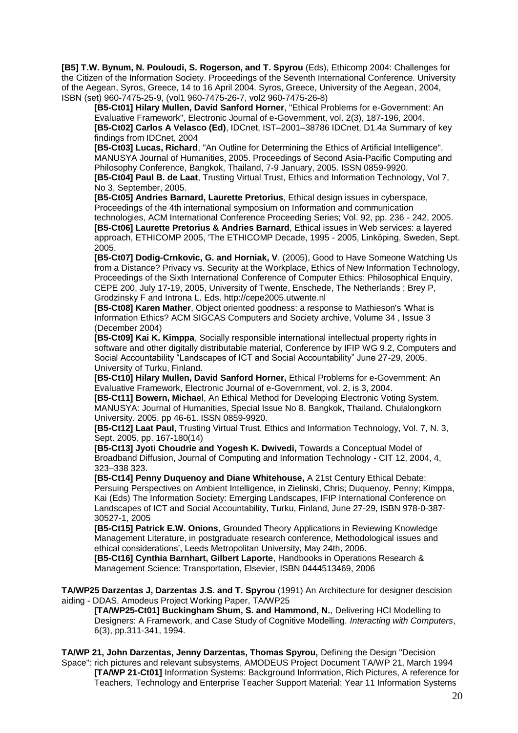**[B5] T.W. Bynum, N. Pouloudi, S. Rogerson, and T. Spyrou** (Eds), Ethicomp 2004: Challenges for the Citizen of the Information Society. Proceedings of the Seventh International Conference. University of the Aegean, Syros, Greece, 14 to 16 April 2004. Syros, Greece, University of the Aegean, 2004, ISBN (set) 960-7475-25-9, (vol1 960-7475-26-7, vol2 960-7475-26-8)

> **[B5-Ct01] Hilary Mullen, David Sanford Horner**, "Ethical Problems for e-Government: An Evaluative Framework", Electronic Journal of e-Government, vol. 2(3), 187-196, 2004.
>
> **[B5-Ct02] Carlos A Velasco (Ed)**, IDCnet, IST–2001–38786 IDCnet, D1.4a Summary of key findings from IDCnet, 2004
>
> **[B5-Ct03] Lucas, Richard**, "An Outline for Determining the Ethics of Artificial Intelligence". MANUSYA Journal of Humanities, 2005. Proceedings of Second Asia-Pacific Computing and Philosophy Conference, Bangkok, Thailand, 7-9 January, 2005. ISSN 0859-9920.
>
> **[B5-Ct04] Paul B. de Laat**, Trusting Virtual Trust, Ethics and Information Technology, Vol 7, No 3, September, 2005.
>
> **[B5-Ct05] Andries Barnard, Laurette Pretorius**, Ethical design issues in cyberspace, Proceedings of the 4th international symposium on Information and communication technologies, ACM International Conference Proceeding Series; Vol. 92, pp. 236 - 242, 2005.
>
> **[B5-Ct06] Laurette Pretorius & Andries Barnard**, Ethical issues in Web services: a layered approach, ETHICOMP 2005, 'The ETHICOMP Decade, 1995 - 2005, Linköping, Sweden, Sept. 2005.
>
> **[B5-Ct07] Dodig-Crnkovic, G. and Horniak, V**. (2005), Good to Have Someone Watching Us from a Distance? Privacy vs. Security at the Workplace, Ethics of New Information Technology, Proceedings of the Sixth International Conference of Computer Ethics: Philosophical Enquiry, CEPE 200, July 17-19, 2005, University of Twente, Enschede, The Netherlands ; Brey P, Grodzinsky F and Introna L. Eds. http://cepe2005.utwente.nl
>
> **[B5-Ct08] Karen Mather**, Object oriented goodness: a response to Mathieson's 'What is Information Ethics? ACM SIGCAS Computers and Society archive, Volume 34 , Issue 3 (December 2004)
>
> **[B5-Ct09] Kai K. Kimppa**, Socially responsible international intellectual property rights in software and other digitally distributable material, Conference by IFIP WG 9.2, Computers and Social Accountability "Landscapes of ICT and Social Accountability" June 27-29, 2005, University of Turku, Finland.
>
> **[B5-Ct10] Hilary Mullen, David Sanford Horner,** Ethical Problems for e-Government: An Evaluative Framework, Electronic Journal of e-Government, vol. 2, is 3, 2004.
>
> **[B5-Ct11] Bowern, Michae**l, An Ethical Method for Developing Electronic Voting System. MANUSYA: Journal of Humanities, Special Issue No 8. Bangkok, Thailand. Chulalongkorn University. 2005. pp 46-61. ISSN 0859-9920.
>
> **[B5-Ct12] Laat Paul**, Trusting Virtual Trust, Ethics and Information Technology, Vol. 7, N. 3, Sept. 2005, pp. 167-180(14)
>
> **[B5-Ct13] Jyoti Choudrie and Yogesh K. Dwivedi,** Towards a Conceptual Model of Broadband Diffusion, Journal of Computing and Information Technology - CIT 12, 2004, 4, 323–338 323.
>
> **[B5-Ct14] Penny Duquenoy and Diane Whitehouse,** A 21st Century Ethical Debate: Persuing Perspectives on Ambient Intelligence, in Zielinski, Chris; Duquenoy, Penny; Kimppa, Kai (Eds) The Information Society: Emerging Landscapes, IFIP International Conference on Landscapes of ICT and Social Accountability, Turku, Finland, June 27-29, ISBN 978-0-387-30527-1, 2005
>
> **[B5-Ct15] Patrick E.W. Onions**, Grounded Theory Applications in Reviewing Knowledge Management Literature, in postgraduate research conference, Methodological issues and ethical considerations', Leeds Metropolitan University, May 24th, 2006.
>
> **[B5-Ct16] Cynthia Barnhart, Gilbert Laporte**, Handbooks in Operations Research & Management Science: Transportation, Elsevier, ISBN 0444513469, 2006

**TA/WP25 Darzentas J, Darzentas J.S. and T. Spyrou** (1991) An Architecture for designer descision aiding - DDAS, Amodeus Project Working Paper, TA/WP25

> **[TA/WP25-Ct01] Buckingham Shum, S. and Hammond, N.**, Delivering HCI Modelling to Designers: A Framework, and Case Study of Cognitive Modelling. *Interacting with Computers*, 6(3), pp.311-341, 1994.

**TA/WP 21, John Darzentas, Jenny Darzentas, Thomas Spyrou,** Defining the Design "Decision Space": rich pictures and relevant subsystems, AMODEUS Project Document TA/WP 21, March 1994

> **[TA/WP 21-Ct01]** Information Systems: Background Information, Rich Pictures, A reference for Teachers, Technology and Enterprise Teacher Support Material: Year 11 Information Systems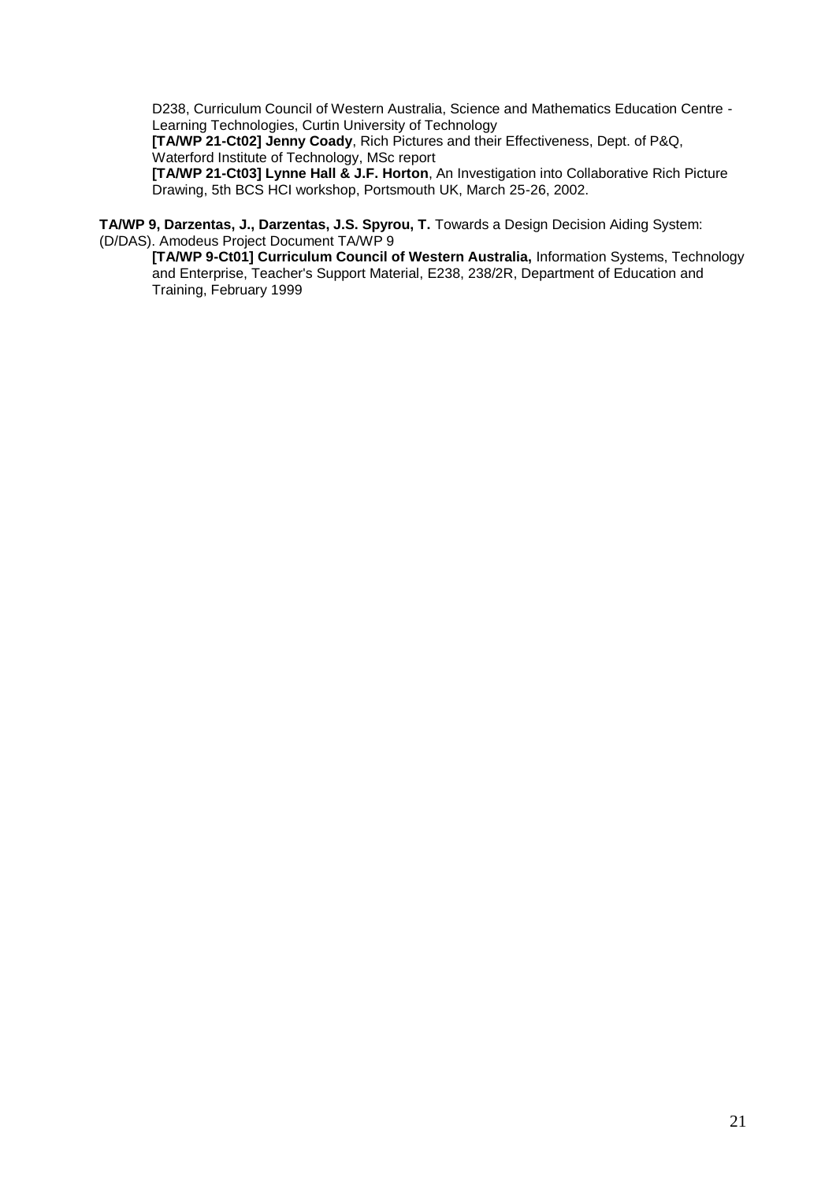D238, Curriculum Council of Western Australia, Science and Mathematics Education Centre - Learning Technologies, Curtin University of Technology

**[TA/WP 21-Ct02] Jenny Coady**, Rich Pictures and their Effectiveness, Dept. of P&Q, Waterford Institute of Technology, MSc report

**[TA/WP 21-Ct03] Lynne Hall & J.F. Horton**, An Investigation into Collaborative Rich Picture Drawing, 5th BCS HCI workshop, Portsmouth UK, March 25-26, 2002.

**TA/WP 9, Darzentas, J., Darzentas, J.S. Spyrou, T.** Towards a Design Decision Aiding System: (D/DAS). Amodeus Project Document TA/WP 9

**[TA/WP 9-Ct01] Curriculum Council of Western Australia,** Information Systems, Technology and Enterprise, Teacher's Support Material, E238, 238/2R, Department of Education and Training, February 1999